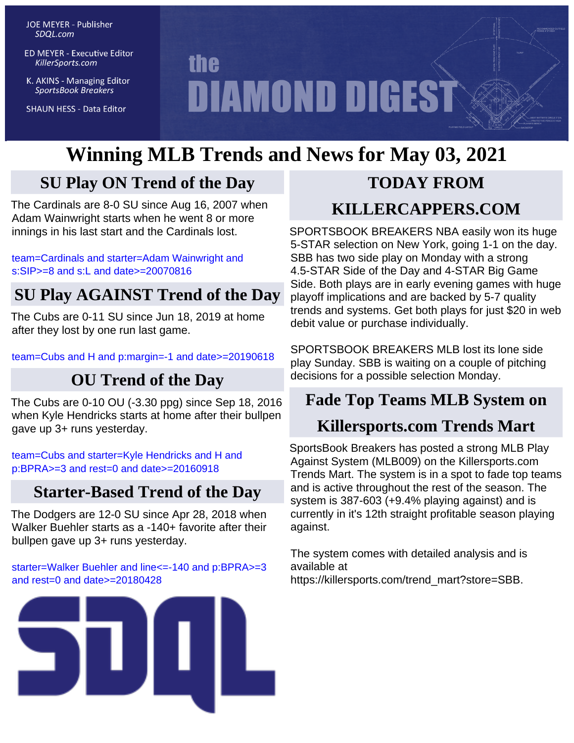JOE MEYER - Publisher
*SDQL.com*

ED MEYER - Executive Editor
*KillerSports.com*

K. AKINS - Managing Editor
*SportsBook Breakers*

SHAUN HESS - Data Editor

# the DIAMOND DIGEST

# Winning MLB Trends and News for May 03, 2021

## SU Play ON Trend of the Day

The Cardinals are 8-0 SU since Aug 16, 2007 when Adam Wainwright starts when he went 8 or more innings in his last start and the Cardinals lost.

team=Cardinals and starter=Adam Wainwright and s:SIP>=8 and s:L and date>=20070816

## SU Play AGAINST Trend of the Day

The Cubs are 0-11 SU since Jun 18, 2019 at home after they lost by one run last game.

team=Cubs and H and p:margin=-1 and date>=20190618

## OU Trend of the Day

The Cubs are 0-10 OU (-3.30 ppg) since Sep 18, 2016 when Kyle Hendricks starts at home after their bullpen gave up 3+ runs yesterday.

team=Cubs and starter=Kyle Hendricks and H and p:BPRA>=3 and rest=0 and date>=20160918

## Starter-Based Trend of the Day

The Dodgers are 12-0 SU since Apr 28, 2018 when Walker Buehler starts as a -140+ favorite after their bullpen gave up 3+ runs yesterday.

starter=Walker Buehler and line<=-140 and p:BPRA>=3 and rest=0 and date>=20180428

SDQL

## TODAY FROM KILLERCAPPERS.COM

SPORTSBOOK BREAKERS NBA easily won its huge 5-STAR selection on New York, going 1-1 on the day. SBB has two side play on Monday with a strong 4.5-STAR Side of the Day and 4-STAR Big Game Side. Both plays are in early evening games with huge playoff implications and are backed by 5-7 quality trends and systems. Get both plays for just $20 in web debit value or purchase individually.

SPORTSBOOK BREAKERS MLB lost its lone side play Sunday. SBB is waiting on a couple of pitching decisions for a possible selection Monday.

## Fade Top Teams MLB System on Killersports.com Trends Mart

SportsBook Breakers has posted a strong MLB Play Against System (MLB009) on the Killersports.com Trends Mart. The system is in a spot to fade top teams and is active throughout the rest of the season. The system is 387-603 (+9.4% playing against) and is currently in it's 12th straight profitable season playing against.

The system comes with detailed analysis and is available at https://killersports.com/trend_mart?store=SBB.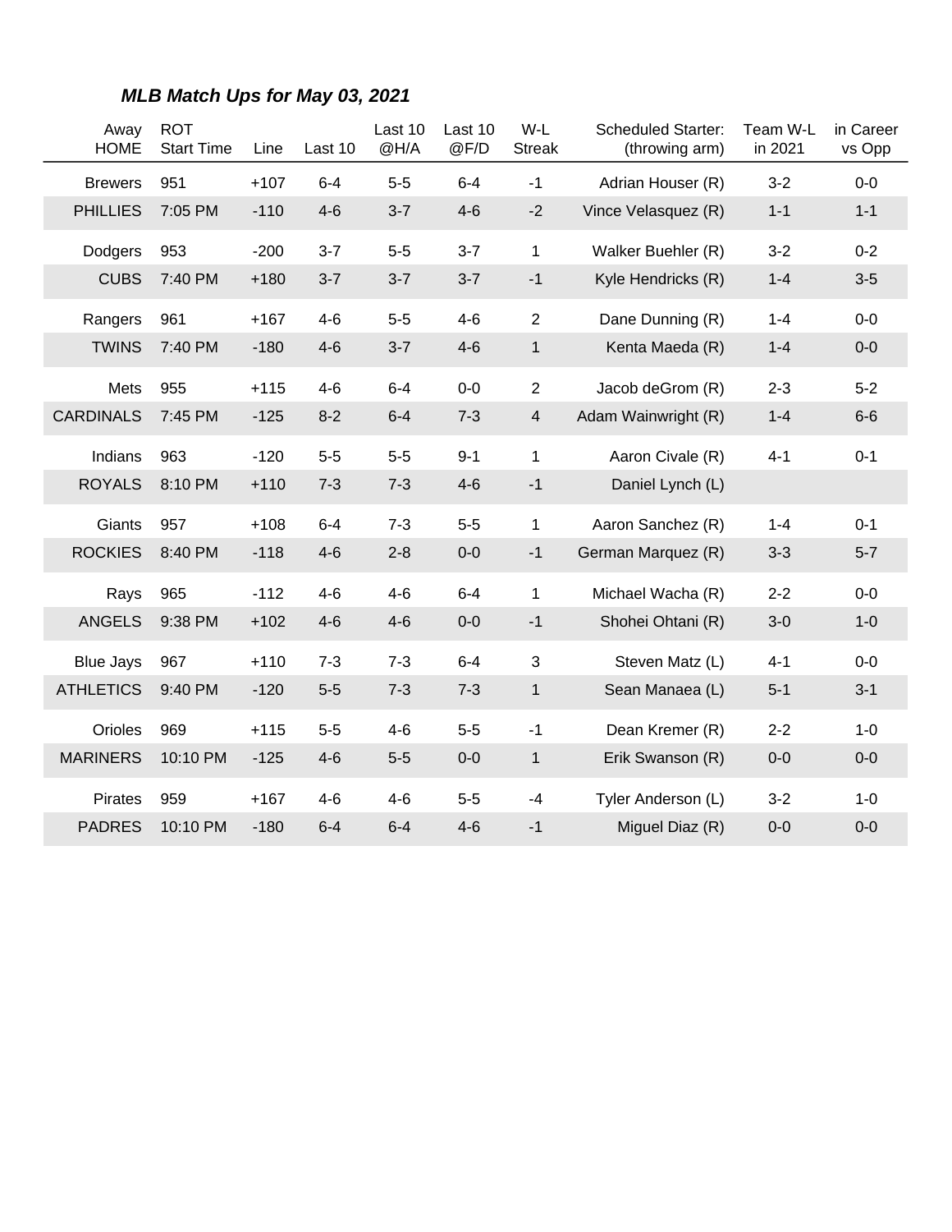## *MLB Match Ups for May 03, 2021*

| Away HOME | ROT Start Time | Line | Last 10 | Last 10 @H/A | Last 10 @F/D | W-L Streak | Scheduled Starter: (throwing arm) | Team W-L in 2021 | in Career vs Opp |
|---|---|---|---|---|---|---|---|---|---|
| Brewers | 951 | +107 | 6-4 | 5-5 | 6-4 | -1 | Adrian Houser (R) | 3-2 | 0-0 |
| PHILLIES | 7:05 PM | -110 | 4-6 | 3-7 | 4-6 | -2 | Vince Velasquez (R) | 1-1 | 1-1 |
| Dodgers | 953 | -200 | 3-7 | 5-5 | 3-7 | 1 | Walker Buehler (R) | 3-2 | 0-2 |
| CUBS | 7:40 PM | +180 | 3-7 | 3-7 | 3-7 | -1 | Kyle Hendricks (R) | 1-4 | 3-5 |
| Rangers | 961 | +167 | 4-6 | 5-5 | 4-6 | 2 | Dane Dunning (R) | 1-4 | 0-0 |
| TWINS | 7:40 PM | -180 | 4-6 | 3-7 | 4-6 | 1 | Kenta Maeda (R) | 1-4 | 0-0 |
| Mets | 955 | +115 | 4-6 | 6-4 | 0-0 | 2 | Jacob deGrom (R) | 2-3 | 5-2 |
| CARDINALS | 7:45 PM | -125 | 8-2 | 6-4 | 7-3 | 4 | Adam Wainwright (R) | 1-4 | 6-6 |
| Indians | 963 | -120 | 5-5 | 5-5 | 9-1 | 1 | Aaron Civale (R) | 4-1 | 0-1 |
| ROYALS | 8:10 PM | +110 | 7-3 | 7-3 | 4-6 | -1 | Daniel Lynch (L) | | |
| Giants | 957 | +108 | 6-4 | 7-3 | 5-5 | 1 | Aaron Sanchez (R) | 1-4 | 0-1 |
| ROCKIES | 8:40 PM | -118 | 4-6 | 2-8 | 0-0 | -1 | German Marquez (R) | 3-3 | 5-7 |
| Rays | 965 | -112 | 4-6 | 4-6 | 6-4 | 1 | Michael Wacha (R) | 2-2 | 0-0 |
| ANGELS | 9:38 PM | +102 | 4-6 | 4-6 | 0-0 | -1 | Shohei Ohtani (R) | 3-0 | 1-0 |
| Blue Jays | 967 | +110 | 7-3 | 7-3 | 6-4 | 3 | Steven Matz (L) | 4-1 | 0-0 |
| ATHLETICS | 9:40 PM | -120 | 5-5 | 7-3 | 7-3 | 1 | Sean Manaea (L) | 5-1 | 3-1 |
| Orioles | 969 | +115 | 5-5 | 4-6 | 5-5 | -1 | Dean Kremer (R) | 2-2 | 1-0 |
| MARINERS | 10:10 PM | -125 | 4-6 | 5-5 | 0-0 | 1 | Erik Swanson (R) | 0-0 | 0-0 |
| Pirates | 959 | +167 | 4-6 | 4-6 | 5-5 | -4 | Tyler Anderson (L) | 3-2 | 1-0 |
| PADRES | 10:10 PM | -180 | 6-4 | 6-4 | 4-6 | -1 | Miguel Diaz (R) | 0-0 | 0-0 |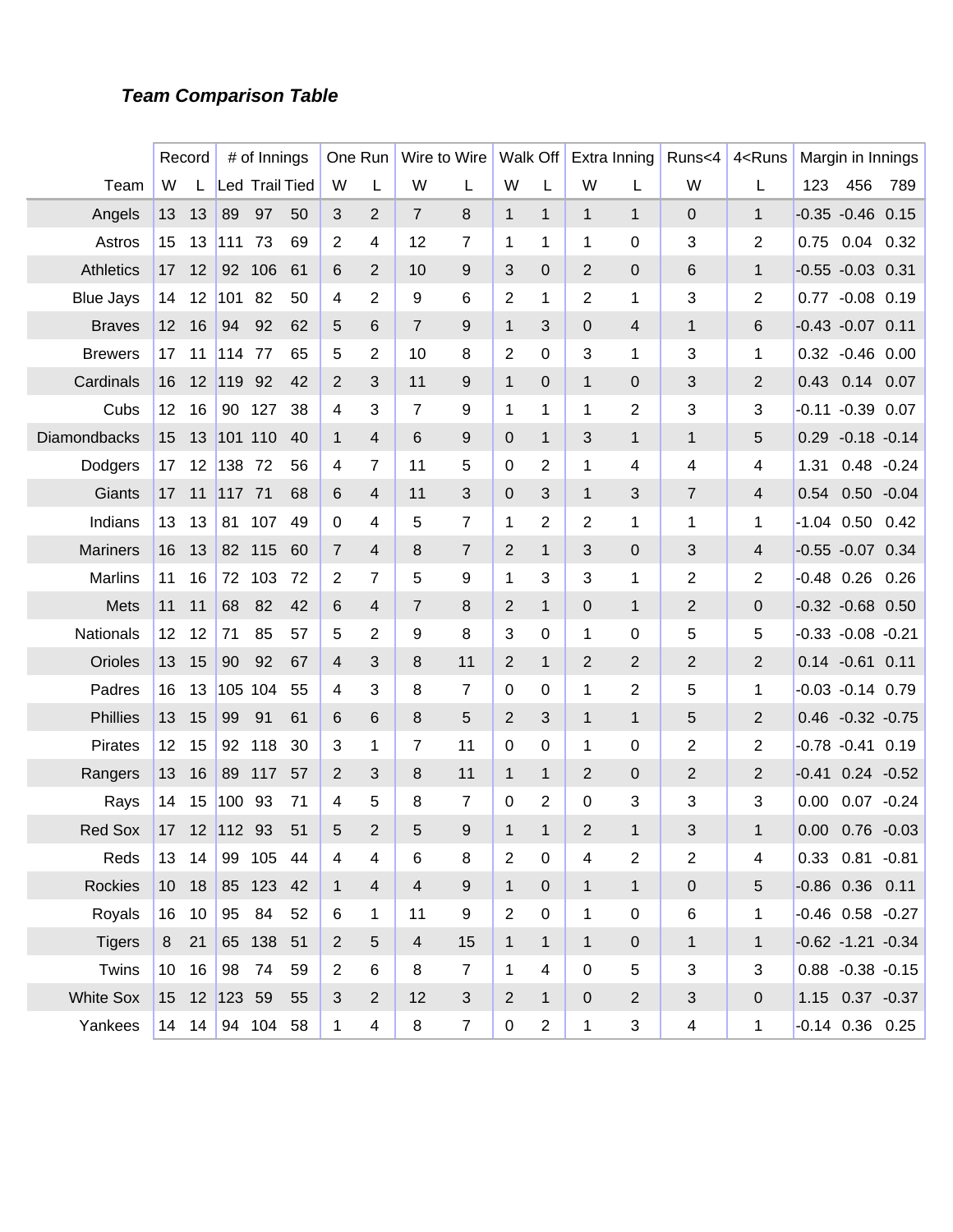***Team Comparison Table***

| | Record | | # of Innings | | | One Run | | Wire to Wire | | Walk Off | | Extra Inning | | Runs<4 | 4<Runs | Margin in Innings | | |
|---|---|---|---|---|---|---|---|---|---|---|---|---|---|---|---|---|---|---|
| Team | W | L | Led | Trail | Tied | W | L | W | L | W | L | W | L | W | L | 123 | 456 | 789 |
| Angels | 13 | 13 | 89 | 97 | 50 | 3 | 2 | 7 | 8 | 1 | 1 | 1 | 1 | 0 | 1 | -0.35 | -0.46 | 0.15 |
| Astros | 15 | 13 | 111 | 73 | 69 | 2 | 4 | 12 | 7 | 1 | 1 | 1 | 0 | 3 | 2 | 0.75 | 0.04 | 0.32 |
| Athletics | 17 | 12 | 92 | 106 | 61 | 6 | 2 | 10 | 9 | 3 | 0 | 2 | 0 | 6 | 1 | -0.55 | -0.03 | 0.31 |
| Blue Jays | 14 | 12 | 101 | 82 | 50 | 4 | 2 | 9 | 6 | 2 | 1 | 2 | 1 | 3 | 2 | 0.77 | -0.08 | 0.19 |
| Braves | 12 | 16 | 94 | 92 | 62 | 5 | 6 | 7 | 9 | 1 | 3 | 0 | 4 | 1 | 6 | -0.43 | -0.07 | 0.11 |
| Brewers | 17 | 11 | 114 | 77 | 65 | 5 | 2 | 10 | 8 | 2 | 0 | 3 | 1 | 3 | 1 | 0.32 | -0.46 | 0.00 |
| Cardinals | 16 | 12 | 119 | 92 | 42 | 2 | 3 | 11 | 9 | 1 | 0 | 1 | 0 | 3 | 2 | 0.43 | 0.14 | 0.07 |
| Cubs | 12 | 16 | 90 | 127 | 38 | 4 | 3 | 7 | 9 | 1 | 1 | 1 | 2 | 3 | 3 | -0.11 | -0.39 | 0.07 |
| Diamondbacks | 15 | 13 | 101 | 110 | 40 | 1 | 4 | 6 | 9 | 0 | 1 | 3 | 1 | 1 | 5 | 0.29 | -0.18 | -0.14 |
| Dodgers | 17 | 12 | 138 | 72 | 56 | 4 | 7 | 11 | 5 | 0 | 2 | 1 | 4 | 4 | 4 | 1.31 | 0.48 | -0.24 |
| Giants | 17 | 11 | 117 | 71 | 68 | 6 | 4 | 11 | 3 | 0 | 3 | 1 | 3 | 7 | 4 | 0.54 | 0.50 | -0.04 |
| Indians | 13 | 13 | 81 | 107 | 49 | 0 | 4 | 5 | 7 | 1 | 2 | 2 | 1 | 1 | 1 | -1.04 | 0.50 | 0.42 |
| Mariners | 16 | 13 | 82 | 115 | 60 | 7 | 4 | 8 | 7 | 2 | 1 | 3 | 0 | 3 | 4 | -0.55 | -0.07 | 0.34 |
| Marlins | 11 | 16 | 72 | 103 | 72 | 2 | 7 | 5 | 9 | 1 | 3 | 3 | 1 | 2 | 2 | -0.48 | 0.26 | 0.26 |
| Mets | 11 | 11 | 68 | 82 | 42 | 6 | 4 | 7 | 8 | 2 | 1 | 0 | 1 | 2 | 0 | -0.32 | -0.68 | 0.50 |
| Nationals | 12 | 12 | 71 | 85 | 57 | 5 | 2 | 9 | 8 | 3 | 0 | 1 | 0 | 5 | 5 | -0.33 | -0.08 | -0.21 |
| Orioles | 13 | 15 | 90 | 92 | 67 | 4 | 3 | 8 | 11 | 2 | 1 | 2 | 2 | 2 | 2 | 0.14 | -0.61 | 0.11 |
| Padres | 16 | 13 | 105 | 104 | 55 | 4 | 3 | 8 | 7 | 0 | 0 | 1 | 2 | 5 | 1 | -0.03 | -0.14 | 0.79 |
| Phillies | 13 | 15 | 99 | 91 | 61 | 6 | 6 | 8 | 5 | 2 | 3 | 1 | 1 | 5 | 2 | 0.46 | -0.32 | -0.75 |
| Pirates | 12 | 15 | 92 | 118 | 30 | 3 | 1 | 7 | 11 | 0 | 0 | 1 | 0 | 2 | 2 | -0.78 | -0.41 | 0.19 |
| Rangers | 13 | 16 | 89 | 117 | 57 | 2 | 3 | 8 | 11 | 1 | 1 | 2 | 0 | 2 | 2 | -0.41 | 0.24 | -0.52 |
| Rays | 14 | 15 | 100 | 93 | 71 | 4 | 5 | 8 | 7 | 0 | 2 | 0 | 3 | 3 | 3 | 0.00 | 0.07 | -0.24 |
| Red Sox | 17 | 12 | 112 | 93 | 51 | 5 | 2 | 5 | 9 | 1 | 1 | 2 | 1 | 3 | 1 | 0.00 | 0.76 | -0.03 |
| Reds | 13 | 14 | 99 | 105 | 44 | 4 | 4 | 6 | 8 | 2 | 0 | 4 | 2 | 2 | 4 | 0.33 | 0.81 | -0.81 |
| Rockies | 10 | 18 | 85 | 123 | 42 | 1 | 4 | 4 | 9 | 1 | 0 | 1 | 1 | 0 | 5 | -0.86 | 0.36 | 0.11 |
| Royals | 16 | 10 | 95 | 84 | 52 | 6 | 1 | 11 | 9 | 2 | 0 | 1 | 0 | 6 | 1 | -0.46 | 0.58 | -0.27 |
| Tigers | 8 | 21 | 65 | 138 | 51 | 2 | 5 | 4 | 15 | 1 | 1 | 1 | 0 | 1 | 1 | -0.62 | -1.21 | -0.34 |
| Twins | 10 | 16 | 98 | 74 | 59 | 2 | 6 | 8 | 7 | 1 | 4 | 0 | 5 | 3 | 3 | 0.88 | -0.38 | -0.15 |
| White Sox | 15 | 12 | 123 | 59 | 55 | 3 | 2 | 12 | 3 | 2 | 1 | 0 | 2 | 3 | 0 | 1.15 | 0.37 | -0.37 |
| Yankees | 14 | 14 | 94 | 104 | 58 | 1 | 4 | 8 | 7 | 0 | 2 | 1 | 3 | 4 | 1 | -0.14 | 0.36 | 0.25 |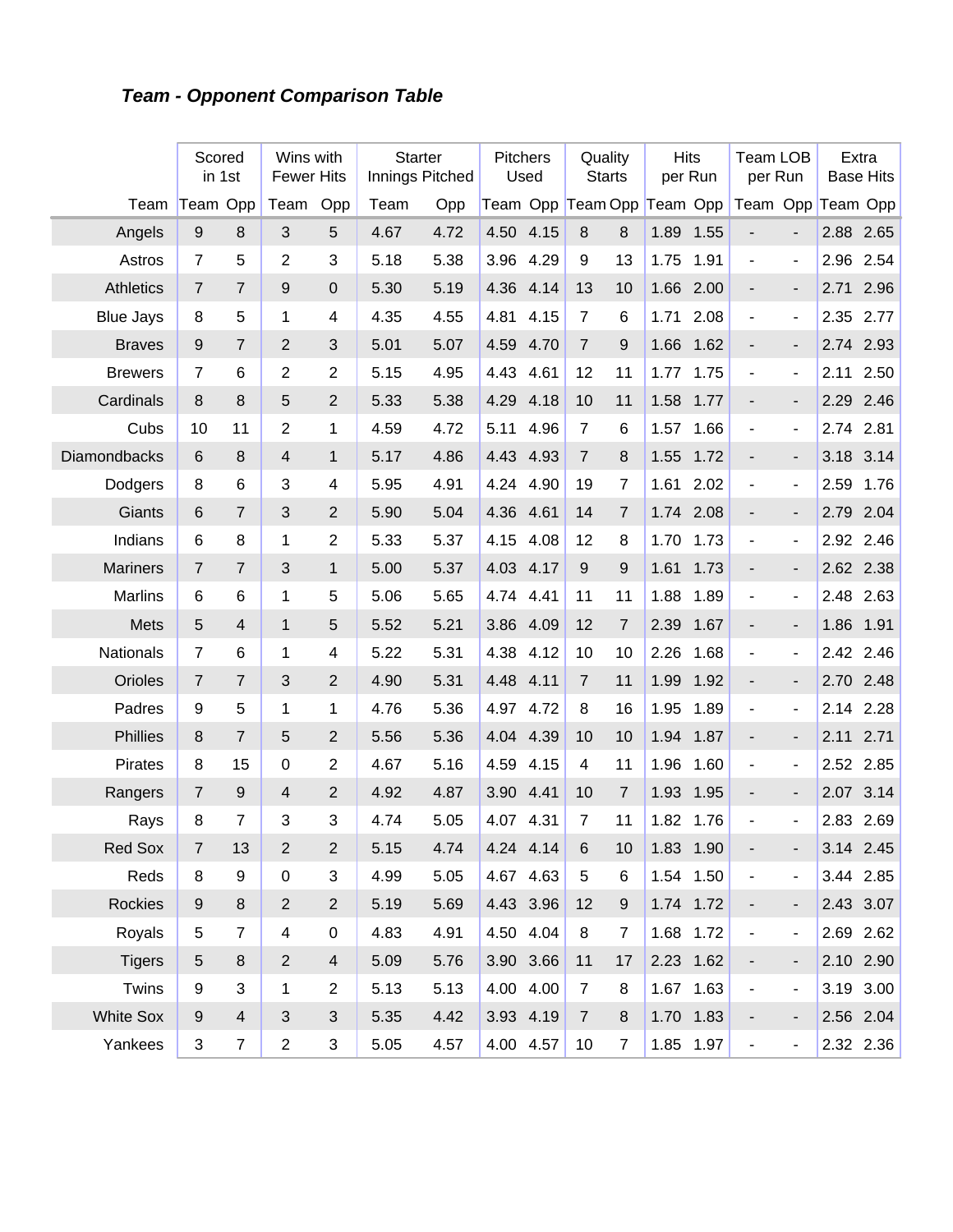### ***Team - Opponent Comparison Table***

| | Scored in 1st | | Wins with Fewer Hits | | Starter Innings Pitched | | Pitchers Used | | Quality Starts | | Hits per Run | | Team LOB per Run | | Extra Base Hits | |
|---|---|---|---|---|---|---|---|---|---|---|---|---|---|---|---|---|
| Team | Team | Opp | Team | Opp | Team | Opp | Team | Opp | Team | Opp | Team | Opp | Team | Opp | Team | Opp |
| Angels | 9 | 8 | 3 | 5 | 4.67 | 4.72 | 4.50 | 4.15 | 8 | 8 | 1.89 | 1.55 | - | - | 2.88 | 2.65 |
| Astros | 7 | 5 | 2 | 3 | 5.18 | 5.38 | 3.96 | 4.29 | 9 | 13 | 1.75 | 1.91 | - | - | 2.96 | 2.54 |
| Athletics | 7 | 7 | 9 | 0 | 5.30 | 5.19 | 4.36 | 4.14 | 13 | 10 | 1.66 | 2.00 | - | - | 2.71 | 2.96 |
| Blue Jays | 8 | 5 | 1 | 4 | 4.35 | 4.55 | 4.81 | 4.15 | 7 | 6 | 1.71 | 2.08 | - | - | 2.35 | 2.77 |
| Braves | 9 | 7 | 2 | 3 | 5.01 | 5.07 | 4.59 | 4.70 | 7 | 9 | 1.66 | 1.62 | - | - | 2.74 | 2.93 |
| Brewers | 7 | 6 | 2 | 2 | 5.15 | 4.95 | 4.43 | 4.61 | 12 | 11 | 1.77 | 1.75 | - | - | 2.11 | 2.50 |
| Cardinals | 8 | 8 | 5 | 2 | 5.33 | 5.38 | 4.29 | 4.18 | 10 | 11 | 1.58 | 1.77 | - | - | 2.29 | 2.46 |
| Cubs | 10 | 11 | 2 | 1 | 4.59 | 4.72 | 5.11 | 4.96 | 7 | 6 | 1.57 | 1.66 | - | - | 2.74 | 2.81 |
| Diamondbacks | 6 | 8 | 4 | 1 | 5.17 | 4.86 | 4.43 | 4.93 | 7 | 8 | 1.55 | 1.72 | - | - | 3.18 | 3.14 |
| Dodgers | 8 | 6 | 3 | 4 | 5.95 | 4.91 | 4.24 | 4.90 | 19 | 7 | 1.61 | 2.02 | - | - | 2.59 | 1.76 |
| Giants | 6 | 7 | 3 | 2 | 5.90 | 5.04 | 4.36 | 4.61 | 14 | 7 | 1.74 | 2.08 | - | - | 2.79 | 2.04 |
| Indians | 6 | 8 | 1 | 2 | 5.33 | 5.37 | 4.15 | 4.08 | 12 | 8 | 1.70 | 1.73 | - | - | 2.92 | 2.46 |
| Mariners | 7 | 7 | 3 | 1 | 5.00 | 5.37 | 4.03 | 4.17 | 9 | 9 | 1.61 | 1.73 | - | - | 2.62 | 2.38 |
| Marlins | 6 | 6 | 1 | 5 | 5.06 | 5.65 | 4.74 | 4.41 | 11 | 11 | 1.88 | 1.89 | - | - | 2.48 | 2.63 |
| Mets | 5 | 4 | 1 | 5 | 5.52 | 5.21 | 3.86 | 4.09 | 12 | 7 | 2.39 | 1.67 | - | - | 1.86 | 1.91 |
| Nationals | 7 | 6 | 1 | 4 | 5.22 | 5.31 | 4.38 | 4.12 | 10 | 10 | 2.26 | 1.68 | - | - | 2.42 | 2.46 |
| Orioles | 7 | 7 | 3 | 2 | 4.90 | 5.31 | 4.48 | 4.11 | 7 | 11 | 1.99 | 1.92 | - | - | 2.70 | 2.48 |
| Padres | 9 | 5 | 1 | 1 | 4.76 | 5.36 | 4.97 | 4.72 | 8 | 16 | 1.95 | 1.89 | - | - | 2.14 | 2.28 |
| Phillies | 8 | 7 | 5 | 2 | 5.56 | 5.36 | 4.04 | 4.39 | 10 | 10 | 1.94 | 1.87 | - | - | 2.11 | 2.71 |
| Pirates | 8 | 15 | 0 | 2 | 4.67 | 5.16 | 4.59 | 4.15 | 4 | 11 | 1.96 | 1.60 | - | - | 2.52 | 2.85 |
| Rangers | 7 | 9 | 4 | 2 | 4.92 | 4.87 | 3.90 | 4.41 | 10 | 7 | 1.93 | 1.95 | - | - | 2.07 | 3.14 |
| Rays | 8 | 7 | 3 | 3 | 4.74 | 5.05 | 4.07 | 4.31 | 7 | 11 | 1.82 | 1.76 | - | - | 2.83 | 2.69 |
| Red Sox | 7 | 13 | 2 | 2 | 5.15 | 4.74 | 4.24 | 4.14 | 6 | 10 | 1.83 | 1.90 | - | - | 3.14 | 2.45 |
| Reds | 8 | 9 | 0 | 3 | 4.99 | 5.05 | 4.67 | 4.63 | 5 | 6 | 1.54 | 1.50 | - | - | 3.44 | 2.85 |
| Rockies | 9 | 8 | 2 | 2 | 5.19 | 5.69 | 4.43 | 3.96 | 12 | 9 | 1.74 | 1.72 | - | - | 2.43 | 3.07 |
| Royals | 5 | 7 | 4 | 0 | 4.83 | 4.91 | 4.50 | 4.04 | 8 | 7 | 1.68 | 1.72 | - | - | 2.69 | 2.62 |
| Tigers | 5 | 8 | 2 | 4 | 5.09 | 5.76 | 3.90 | 3.66 | 11 | 17 | 2.23 | 1.62 | - | - | 2.10 | 2.90 |
| Twins | 9 | 3 | 1 | 2 | 5.13 | 5.13 | 4.00 | 4.00 | 7 | 8 | 1.67 | 1.63 | - | - | 3.19 | 3.00 |
| White Sox | 9 | 4 | 3 | 3 | 5.35 | 4.42 | 3.93 | 4.19 | 7 | 8 | 1.70 | 1.83 | - | - | 2.56 | 2.04 |
| Yankees | 3 | 7 | 2 | 3 | 5.05 | 4.57 | 4.00 | 4.57 | 10 | 7 | 1.85 | 1.97 | - | - | 2.32 | 2.36 |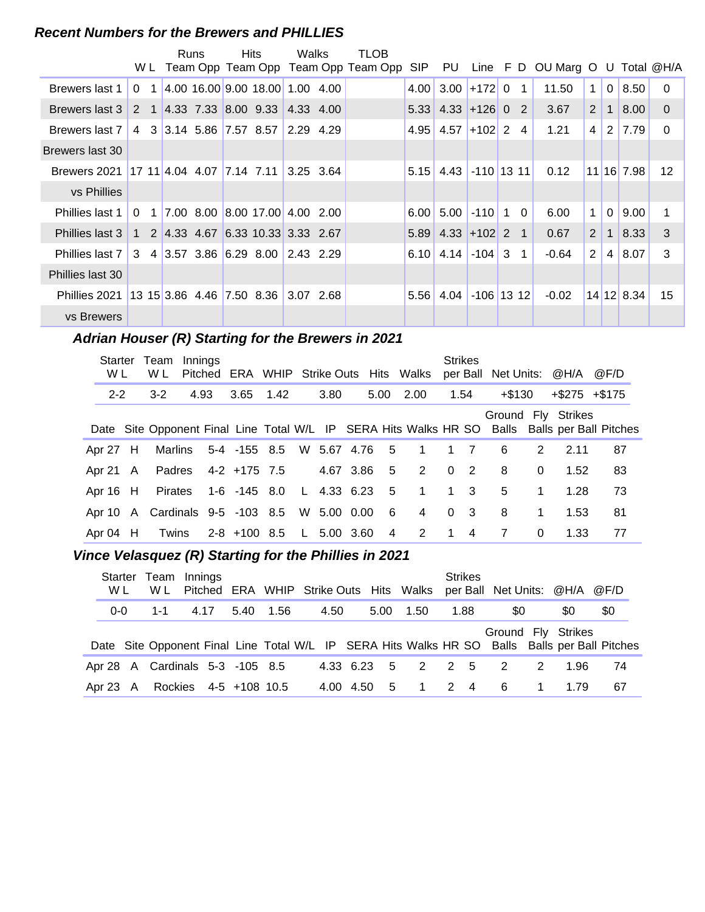## *Recent Numbers for the Brewers and PHILLIES*

| | W | L | Runs Team | Runs Opp | Hits Team | Hits Opp | Walks Team | Walks Opp | TLOB Team | TLOB Opp | SIP | PU | Line | F | D | OU Marg | O | U | Total | @H/A |
|---|---|---|---|---|---|---|---|---|---|---|---|---|---|---|---|---|---|---|---|---|
| Brewers last 1 | 0 | 1 | 4.00 | 16.00 | 9.00 | 18.00 | 1.00 | 4.00 | | | 4.00 | 3.00 | +172 | 0 | 1 | 11.50 | 1 | 0 | 8.50 | 0 |
| Brewers last 3 | 2 | 1 | 4.33 | 7.33 | 8.00 | 9.33 | 4.33 | 4.00 | | | 5.33 | 4.33 | +126 | 0 | 2 | 3.67 | 2 | 1 | 8.00 | 0 |
| Brewers last 7 | 4 | 3 | 3.14 | 5.86 | 7.57 | 8.57 | 2.29 | 4.29 | | | 4.95 | 4.57 | +102 | 2 | 4 | 1.21 | 4 | 2 | 7.79 | 0 |
| Brewers last 30 | | | | | | | | | | | | | | | | | | | | |
| Brewers 2021 | 17 | 11 | 4.04 | 4.07 | 7.14 | 7.11 | 3.25 | 3.64 | | | 5.15 | 4.43 | -110 | 13 | 11 | 0.12 | 11 | 16 | 7.98 | 12 |
| vs Phillies | | | | | | | | | | | | | | | | | | | | |
| Phillies last 1 | 0 | 1 | 7.00 | 8.00 | 8.00 | 17.00 | 4.00 | 2.00 | | | 6.00 | 5.00 | -110 | 1 | 0 | 6.00 | 1 | 0 | 9.00 | 1 |
| Phillies last 3 | 1 | 2 | 4.33 | 4.67 | 6.33 | 10.33 | 3.33 | 2.67 | | | 5.89 | 4.33 | +102 | 2 | 1 | 0.67 | 2 | 1 | 8.33 | 3 |
| Phillies last 7 | 3 | 4 | 3.57 | 3.86 | 6.29 | 8.00 | 2.43 | 2.29 | | | 6.10 | 4.14 | -104 | 3 | 1 | -0.64 | 2 | 4 | 8.07 | 3 |
| Phillies last 30 | | | | | | | | | | | | | | | | | | | | |
| Phillies 2021 | 13 | 15 | 3.86 | 4.46 | 7.50 | 8.36 | 3.07 | 2.68 | | | 5.56 | 4.04 | -106 | 13 | 12 | -0.02 | 14 | 12 | 8.34 | 15 |
| vs Brewers | | | | | | | | | | | | | | | | | | | | |

## *Adrian Houser (R) Starting for the Brewers in 2021*

| Starter W L | Team W L | Innings Pitched | ERA | WHIP | Strike Outs | Hits | Walks | Strikes per Ball | Net Units: | @H/A | @F/D |
|---|---|---|---|---|---|---|---|---|---|---|---|
| 2-2 | 3-2 | 4.93 | 3.65 | 1.42 | 3.80 | 5.00 | 2.00 | 1.54 | +$130 | +$275 | +$175 |

| Date | Site | Opponent | Final | Line | Total | W/L | IP | SERA | Hits | Walks | HR | SO | Ground Balls | Fly Balls | Strikes per Ball | Pitches |
|---|---|---|---|---|---|---|---|---|---|---|---|---|---|---|---|---|
| Apr 27 | H | Marlins | 5-4 | -155 | 8.5 | W | 5.67 | 4.76 | 5 | 1 | 1 | 7 | 6 | 2 | 2.11 | 87 |
| Apr 21 | A | Padres | 4-2 | +175 | 7.5 | | 4.67 | 3.86 | 5 | 2 | 0 | 2 | 8 | 0 | 1.52 | 83 |
| Apr 16 | H | Pirates | 1-6 | -145 | 8.0 | L | 4.33 | 6.23 | 5 | 1 | 1 | 3 | 5 | 1 | 1.28 | 73 |
| Apr 10 | A | Cardinals | 9-5 | -103 | 8.5 | W | 5.00 | 0.00 | 6 | 4 | 0 | 3 | 8 | 1 | 1.53 | 81 |
| Apr 04 | H | Twins | 2-8 | +100 | 8.5 | L | 5.00 | 3.60 | 4 | 2 | 1 | 4 | 7 | 0 | 1.33 | 77 |

## *Vince Velasquez (R) Starting for the Phillies in 2021*

| Starter W L | Team W L | Innings Pitched | ERA | WHIP | Strike Outs | Hits | Walks | Strikes per Ball | Net Units: | @H/A | @F/D |
|---|---|---|---|---|---|---|---|---|---|---|---|
| 0-0 | 1-1 | 4.17 | 5.40 | 1.56 | 4.50 | 5.00 | 1.50 | 1.88 | $0 | $0 | $0 |

| Date | Site | Opponent | Final | Line | Total | W/L | IP | SERA | Hits | Walks | HR | SO | Ground Balls | Fly Balls | Strikes per Ball | Pitches |
|---|---|---|---|---|---|---|---|---|---|---|---|---|---|---|---|---|
| Apr 28 | A | Cardinals | 5-3 | -105 | 8.5 | | 4.33 | 6.23 | 5 | 2 | 2 | 5 | 2 | 2 | 1.96 | 74 |
| Apr 23 | A | Rockies | 4-5 | +108 | 10.5 | | 4.00 | 4.50 | 5 | 1 | 2 | 4 | 6 | 1 | 1.79 | 67 |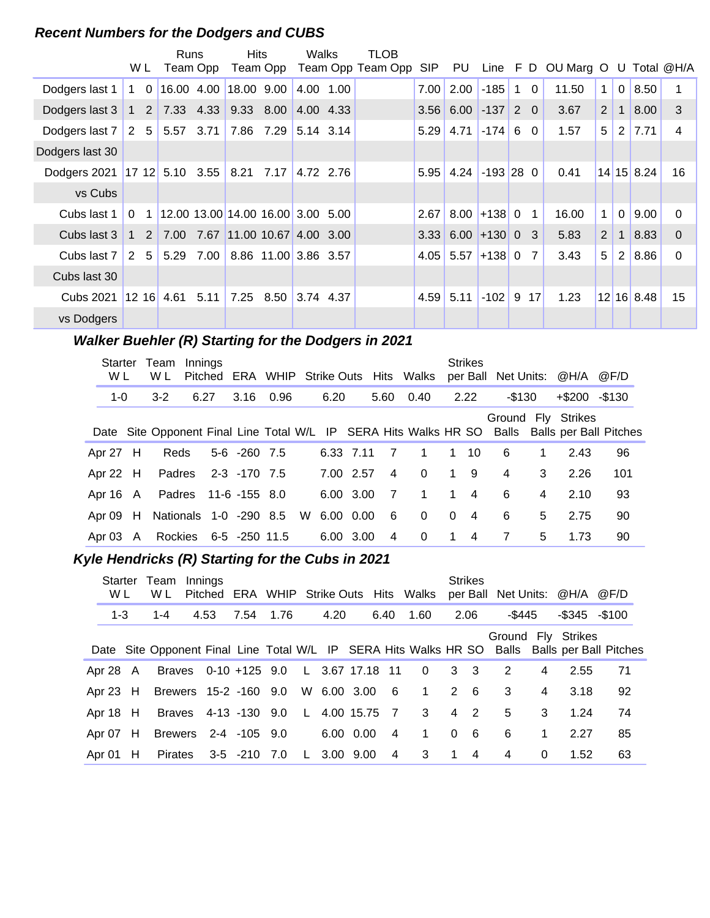### Recent Numbers for the Dodgers and CUBS

| | W | L | Runs Team | Runs Opp | Hits Team | Hits Opp | Walks Team | Walks Opp | TLOB Team | TLOB Opp | SIP | PU | Line | F | D | OU Marg | O | U | Total | @H/A |
|---|---|---|---|---|---|---|---|---|---|---|---|---|---|---|---|---|---|---|---|---|
| Dodgers last 1 | 1 | 0 | 16.00 | 4.00 | 18.00 | 9.00 | 4.00 | 1.00 | | | 7.00 | 2.00 | -185 | 1 | 0 | 11.50 | 1 | 0 | 8.50 | 1 |
| Dodgers last 3 | 1 | 2 | 7.33 | 4.33 | 9.33 | 8.00 | 4.00 | 4.33 | | | 3.56 | 6.00 | -137 | 2 | 0 | 3.67 | 2 | 1 | 8.00 | 3 |
| Dodgers last 7 | 2 | 5 | 5.57 | 3.71 | 7.86 | 7.29 | 5.14 | 3.14 | | | 5.29 | 4.71 | -174 | 6 | 0 | 1.57 | 5 | 2 | 7.71 | 4 |
| Dodgers last 30 | | | | | | | | | | | | | | | | | | | | |
| Dodgers 2021 | 17 | 12 | 5.10 | 3.55 | 8.21 | 7.17 | 4.72 | 2.76 | | | 5.95 | 4.24 | -193 | 28 | 0 | 0.41 | 14 | 15 | 8.24 | 16 |
| vs Cubs | | | | | | | | | | | | | | | | | | | | |
| Cubs last 1 | 0 | 1 | 12.00 | 13.00 | 14.00 | 16.00 | 3.00 | 5.00 | | | 2.67 | 8.00 | +138 | 0 | 1 | 16.00 | 1 | 0 | 9.00 | 0 |
| Cubs last 3 | 1 | 2 | 7.00 | 7.67 | 11.00 | 10.67 | 4.00 | 3.00 | | | 3.33 | 6.00 | +130 | 0 | 3 | 5.83 | 2 | 1 | 8.83 | 0 |
| Cubs last 7 | 2 | 5 | 5.29 | 7.00 | 8.86 | 11.00 | 3.86 | 3.57 | | | 4.05 | 5.57 | +138 | 0 | 7 | 3.43 | 5 | 2 | 8.86 | 0 |
| Cubs last 30 | | | | | | | | | | | | | | | | | | | | |
| Cubs 2021 | 12 | 16 | 4.61 | 5.11 | 7.25 | 8.50 | 3.74 | 4.37 | | | 4.59 | 5.11 | -102 | 9 | 17 | 1.23 | 12 | 16 | 8.48 | 15 |
| vs Dodgers | | | | | | | | | | | | | | | | | | | | |

### Walker Buehler (R) Starting for the Dodgers in 2021

| Starter W L | Team W L | Innings Pitched | ERA | WHIP | Strike Outs | Hits | Walks | Strikes per Ball | Net Units: | @H/A | @F/D |
|---|---|---|---|---|---|---|---|---|---|---|---|
| 1-0 | 3-2 | 6.27 | 3.16 | 0.96 | 6.20 | 5.60 | 0.40 | 2.22 | -$130 | +$200 | -$130 |

| Date | Site | Opponent | Final | Line | Total | W/L | IP | SERA | Hits | Walks | HR | SO | Ground Balls | Fly Balls | Strikes per Ball | Pitches |
|---|---|---|---|---|---|---|---|---|---|---|---|---|---|---|---|---|
| Apr 27 | H | Reds | 5-6 | -260 | 7.5 | | 6.33 | 7.11 | 7 | 1 | 1 | 10 | 6 | 1 | 2.43 | 96 |
| Apr 22 | H | Padres | 2-3 | -170 | 7.5 | | 7.00 | 2.57 | 4 | 0 | 1 | 9 | 4 | 3 | 2.26 | 101 |
| Apr 16 | A | Padres | 11-6 | -155 | 8.0 | | 6.00 | 3.00 | 7 | 1 | 1 | 4 | 6 | 4 | 2.10 | 93 |
| Apr 09 | H | Nationals | 1-0 | -290 | 8.5 | W | 6.00 | 0.00 | 6 | 0 | 0 | 4 | 6 | 5 | 2.75 | 90 |
| Apr 03 | A | Rockies | 6-5 | -250 | 11.5 | | 6.00 | 3.00 | 4 | 0 | 1 | 4 | 7 | 5 | 1.73 | 90 |

### Kyle Hendricks (R) Starting for the Cubs in 2021

| Starter W L | Team W L | Innings Pitched | ERA | WHIP | Strike Outs | Hits | Walks | Strikes per Ball | Net Units: | @H/A | @F/D |
|---|---|---|---|---|---|---|---|---|---|---|---|
| 1-3 | 1-4 | 4.53 | 7.54 | 1.76 | 4.20 | 6.40 | 1.60 | 2.06 | -$445 | -$345 | -$100 |

| Date | Site | Opponent | Final | Line | Total | W/L | IP | SERA | Hits | Walks | HR | SO | Ground Balls | Fly Balls | Strikes per Ball | Pitches |
|---|---|---|---|---|---|---|---|---|---|---|---|---|---|---|---|---|
| Apr 28 | A | Braves | 0-10 | +125 | 9.0 | L | 3.67 | 17.18 | 11 | 0 | 3 | 3 | 2 | 4 | 2.55 | 71 |
| Apr 23 | H | Brewers | 15-2 | -160 | 9.0 | W | 6.00 | 3.00 | 6 | 1 | 2 | 6 | 3 | 4 | 3.18 | 92 |
| Apr 18 | H | Braves | 4-13 | -130 | 9.0 | L | 4.00 | 15.75 | 7 | 3 | 4 | 2 | 5 | 3 | 1.24 | 74 |
| Apr 07 | H | Brewers | 2-4 | -105 | 9.0 | | 6.00 | 0.00 | 4 | 1 | 0 | 6 | 6 | 1 | 2.27 | 85 |
| Apr 01 | H | Pirates | 3-5 | -210 | 7.0 | L | 3.00 | 9.00 | 4 | 3 | 1 | 4 | 4 | 0 | 1.52 | 63 |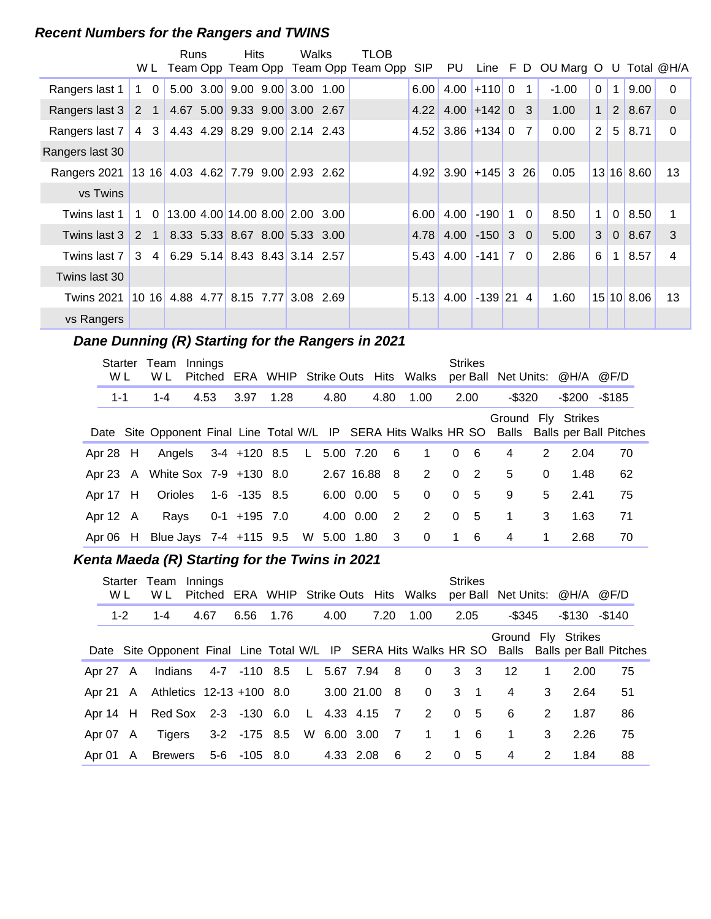### *Recent Numbers for the Rangers and TWINS*

| | W | L | Runs Team | Runs Opp | Hits Team | Hits Opp | Walks Team | Walks Opp | TLOB Team | TLOB Opp | SIP | PU | Line | F | D | OU Marg | O | U | Total | @H/A |
|---|---|---|---|---|---|---|---|---|---|---|---|---|---|---|---|---|---|---|---|---|
| Rangers last 1 | 1 | 0 | 5.00 | 3.00 | 9.00 | 9.00 | 3.00 | 1.00 | | | 6.00 | 4.00 | +110 | 0 | 1 | -1.00 | 0 | 1 | 9.00 | 0 |
| Rangers last 3 | 2 | 1 | 4.67 | 5.00 | 9.33 | 9.00 | 3.00 | 2.67 | | | 4.22 | 4.00 | +142 | 0 | 3 | 1.00 | 1 | 2 | 8.67 | 0 |
| Rangers last 7 | 4 | 3 | 4.43 | 4.29 | 8.29 | 9.00 | 2.14 | 2.43 | | | 4.52 | 3.86 | +134 | 0 | 7 | 0.00 | 2 | 5 | 8.71 | 0 |
| Rangers last 30 | | | | | | | | | | | | | | | | | | | | |
| Rangers 2021 | 13 | 16 | 4.03 | 4.62 | 7.79 | 9.00 | 2.93 | 2.62 | | | 4.92 | 3.90 | +145 | 3 | 26 | 0.05 | 13 | 16 | 8.60 | 13 |
| vs Twins | | | | | | | | | | | | | | | | | | | | |
| Twins last 1 | 1 | 0 | 13.00 | 4.00 | 14.00 | 8.00 | 2.00 | 3.00 | | | 6.00 | 4.00 | -190 | 1 | 0 | 8.50 | 1 | 0 | 8.50 | 1 |
| Twins last 3 | 2 | 1 | 8.33 | 5.33 | 8.67 | 8.00 | 5.33 | 3.00 | | | 4.78 | 4.00 | -150 | 3 | 0 | 5.00 | 3 | 0 | 8.67 | 3 |
| Twins last 7 | 3 | 4 | 6.29 | 5.14 | 8.43 | 8.43 | 3.14 | 2.57 | | | 5.43 | 4.00 | -141 | 7 | 0 | 2.86 | 6 | 1 | 8.57 | 4 |
| Twins last 30 | | | | | | | | | | | | | | | | | | | | |
| Twins 2021 | 10 | 16 | 4.88 | 4.77 | 8.15 | 7.77 | 3.08 | 2.69 | | | 5.13 | 4.00 | -139 | 21 | 4 | 1.60 | 15 | 10 | 8.06 | 13 |
| vs Rangers | | | | | | | | | | | | | | | | | | | | |

### *Dane Dunning (R) Starting for the Rangers in 2021*

| Starter W L | Team W L | Innings Pitched | ERA | WHIP | Strike Outs | Hits | Walks | Strikes per Ball | Net Units: | @H/A | @F/D |
|---|---|---|---|---|---|---|---|---|---|---|---|
| 1-1 | 1-4 | 4.53 | 3.97 | 1.28 | 4.80 | 4.80 | 1.00 | 2.00 | -$320 | -$200 | -$185 |

| Date | Site | Opponent | Final | Line | Total | W/L | IP | SERA | Hits | Walks | HR | SO | Ground Balls | Fly Balls | Strikes per Ball | Pitches |
|---|---|---|---|---|---|---|---|---|---|---|---|---|---|---|---|---|
| Apr 28 | H | Angels | 3-4 | +120 | 8.5 | L | 5.00 | 7.20 | 6 | 1 | 0 | 6 | 4 | 2 | 2.04 | 70 |
| Apr 23 | A | White Sox | 7-9 | +130 | 8.0 | | 2.67 | 16.88 | 8 | 2 | 0 | 2 | 5 | 0 | 1.48 | 62 |
| Apr 17 | H | Orioles | 1-6 | -135 | 8.5 | | 6.00 | 0.00 | 5 | 0 | 0 | 5 | 9 | 5 | 2.41 | 75 |
| Apr 12 | A | Rays | 0-1 | +195 | 7.0 | | 4.00 | 0.00 | 2 | 2 | 0 | 5 | 1 | 3 | 1.63 | 71 |
| Apr 06 | H | Blue Jays | 7-4 | +115 | 9.5 | W | 5.00 | 1.80 | 3 | 0 | 1 | 6 | 4 | 1 | 2.68 | 70 |

### *Kenta Maeda (R) Starting for the Twins in 2021*

| Starter W L | Team W L | Innings Pitched | ERA | WHIP | Strike Outs | Hits | Walks | Strikes per Ball | Net Units: | @H/A | @F/D |
|---|---|---|---|---|---|---|---|---|---|---|---|
| 1-2 | 1-4 | 4.67 | 6.56 | 1.76 | 4.00 | 7.20 | 1.00 | 2.05 | -$345 | -$130 | -$140 |

| Date | Site | Opponent | Final | Line | Total | W/L | IP | SERA | Hits | Walks | HR | SO | Ground Balls | Fly Balls | Strikes per Ball | Pitches |
|---|---|---|---|---|---|---|---|---|---|---|---|---|---|---|---|---|
| Apr 27 | A | Indians | 4-7 | -110 | 8.5 | L | 5.67 | 7.94 | 8 | 0 | 3 | 3 | 12 | 1 | 2.00 | 75 |
| Apr 21 | A | Athletics | 12-13 | +100 | 8.0 | | 3.00 | 21.00 | 8 | 0 | 3 | 1 | 4 | 3 | 2.64 | 51 |
| Apr 14 | H | Red Sox | 2-3 | -130 | 6.0 | L | 4.33 | 4.15 | 7 | 2 | 0 | 5 | 6 | 2 | 1.87 | 86 |
| Apr 07 | A | Tigers | 3-2 | -175 | 8.5 | W | 6.00 | 3.00 | 7 | 1 | 1 | 6 | 1 | 3 | 2.26 | 75 |
| Apr 01 | A | Brewers | 5-6 | -105 | 8.0 | | 4.33 | 2.08 | 6 | 2 | 0 | 5 | 4 | 2 | 1.84 | 88 |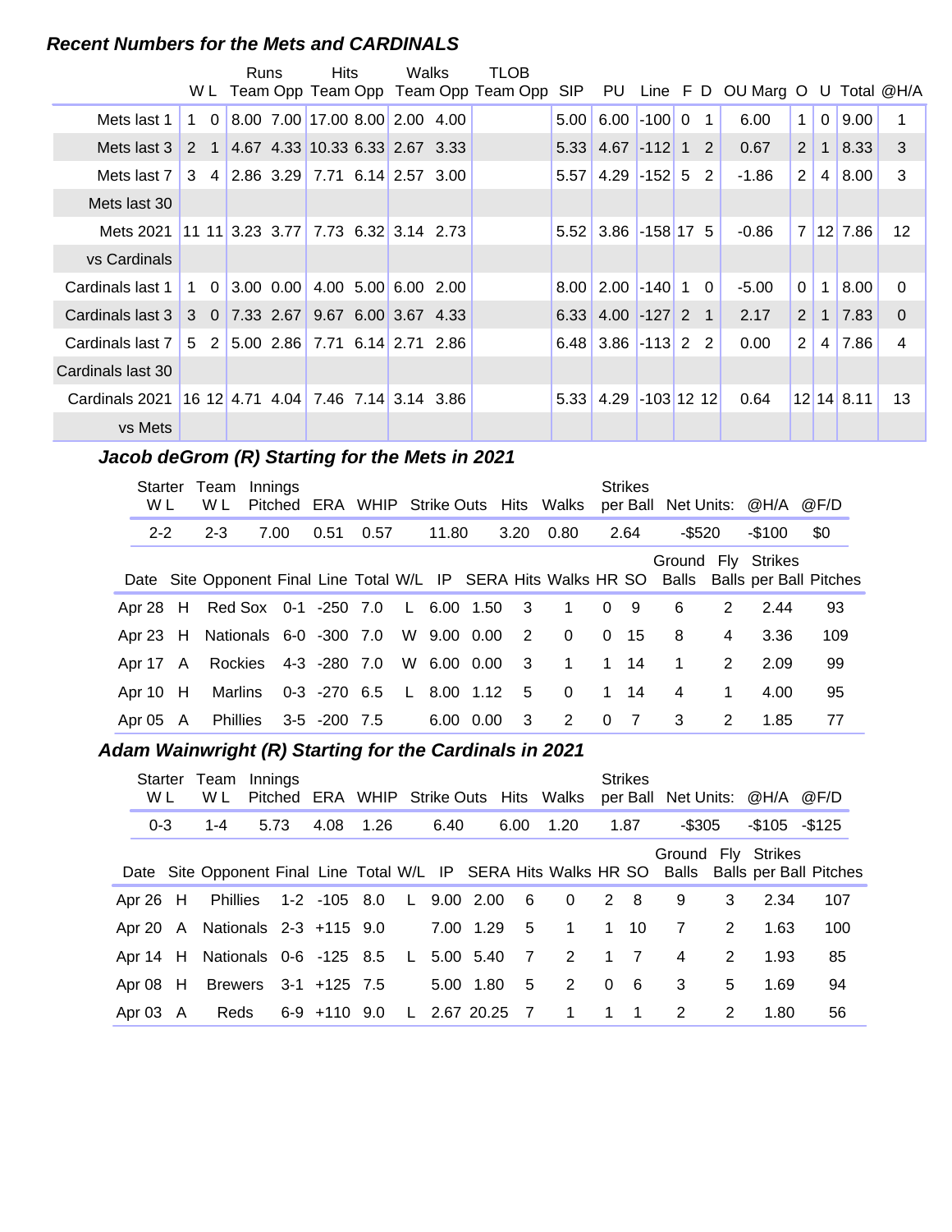### Recent Numbers for the Mets and CARDINALS

| | W | L | Runs Team | Runs Opp | Hits Team | Hits Opp | Walks Team | Walks Opp | TLOB Team | TLOB Opp | SIP | PU | Line | F | D | OU Marg | O | U | Total | @H/A |
|---|---|---|---|---|---|---|---|---|---|---|---|---|---|---|---|---|---|---|---|---|
| Mets last 1 | 1 | 0 | 8.00 | 7.00 | 17.00 | 8.00 | 2.00 | 4.00 | | | 5.00 | 6.00 | -100 | 0 | 1 | 6.00 | 1 | 0 | 9.00 | 1 |
| Mets last 3 | 2 | 1 | 4.67 | 4.33 | 10.33 | 6.33 | 2.67 | 3.33 | | | 5.33 | 4.67 | -112 | 1 | 2 | 0.67 | 2 | 1 | 8.33 | 3 |
| Mets last 7 | 3 | 4 | 2.86 | 3.29 | 7.71 | 6.14 | 2.57 | 3.00 | | | 5.57 | 4.29 | -152 | 5 | 2 | -1.86 | 2 | 4 | 8.00 | 3 |
| Mets last 30 | | | | | | | | | | | | | | | | | | | | |
| Mets 2021 | 11 | 11 | 3.23 | 3.77 | 7.73 | 6.32 | 3.14 | 2.73 | | | 5.52 | 3.86 | -158 | 17 | 5 | -0.86 | 7 | 12 | 7.86 | 12 |
| vs Cardinals | | | | | | | | | | | | | | | | | | | | |
| Cardinals last 1 | 1 | 0 | 3.00 | 0.00 | 4.00 | 5.00 | 6.00 | 2.00 | | | 8.00 | 2.00 | -140 | 1 | 0 | -5.00 | 0 | 1 | 8.00 | 0 |
| Cardinals last 3 | 3 | 0 | 7.33 | 2.67 | 9.67 | 6.00 | 3.67 | 4.33 | | | 6.33 | 4.00 | -127 | 2 | 1 | 2.17 | 2 | 1 | 7.83 | 0 |
| Cardinals last 7 | 5 | 2 | 5.00 | 2.86 | 7.71 | 6.14 | 2.71 | 2.86 | | | 6.48 | 3.86 | -113 | 2 | 2 | 0.00 | 2 | 4 | 7.86 | 4 |
| Cardinals last 30 | | | | | | | | | | | | | | | | | | | | |
| Cardinals 2021 | 16 | 12 | 4.71 | 4.04 | 7.46 | 7.14 | 3.14 | 3.86 | | | 5.33 | 4.29 | -103 | 12 | 12 | 0.64 | 12 | 14 | 8.11 | 13 |
| vs Mets | | | | | | | | | | | | | | | | | | | | |

### Jacob deGrom (R) Starting for the Mets in 2021

| Starter W L | Team W L | Innings Pitched | ERA | WHIP | Strike Outs | Hits | Walks | Strikes per Ball | Net Units: | @H/A | @F/D |
|---|---|---|---|---|---|---|---|---|---|---|---|
| 2-2 | 2-3 | 7.00 | 0.51 | 0.57 | 11.80 | 3.20 | 0.80 | 2.64 | -$520 | -$100 | $0 |

| Date | Site | Opponent | Final | Line | Total | W/L | IP | SERA | Hits | Walks | HR | SO | Ground Balls | Fly Balls | Strikes per Ball | Pitches |
|---|---|---|---|---|---|---|---|---|---|---|---|---|---|---|---|---|
| Apr 28 | H | Red Sox | 0-1 | -250 | 7.0 | L | 6.00 | 1.50 | 3 | 1 | 0 | 9 | 6 | 2 | 2.44 | 93 |
| Apr 23 | H | Nationals | 6-0 | -300 | 7.0 | W | 9.00 | 0.00 | 2 | 0 | 0 | 15 | 8 | 4 | 3.36 | 109 |
| Apr 17 | A | Rockies | 4-3 | -280 | 7.0 | W | 6.00 | 0.00 | 3 | 1 | 1 | 14 | 1 | 2 | 2.09 | 99 |
| Apr 10 | H | Marlins | 0-3 | -270 | 6.5 | L | 8.00 | 1.12 | 5 | 0 | 1 | 14 | 4 | 1 | 4.00 | 95 |
| Apr 05 | A | Phillies | 3-5 | -200 | 7.5 | | 6.00 | 0.00 | 3 | 2 | 0 | 7 | 3 | 2 | 1.85 | 77 |

### Adam Wainwright (R) Starting for the Cardinals in 2021

| Starter W L | Team W L | Innings Pitched | ERA | WHIP | Strike Outs | Hits | Walks | Strikes per Ball | Net Units: | @H/A | @F/D |
|---|---|---|---|---|---|---|---|---|---|---|---|
| 0-3 | 1-4 | 5.73 | 4.08 | 1.26 | 6.40 | 6.00 | 1.20 | 1.87 | -$305 | -$105 | -$125 |

| Date | Site | Opponent | Final | Line | Total | W/L | IP | SERA | Hits | Walks | HR | SO | Ground Balls | Fly Balls | Strikes per Ball | Pitches |
|---|---|---|---|---|---|---|---|---|---|---|---|---|---|---|---|---|
| Apr 26 | H | Phillies | 1-2 | -105 | 8.0 | L | 9.00 | 2.00 | 6 | 0 | 2 | 8 | 9 | 3 | 2.34 | 107 |
| Apr 20 | A | Nationals | 2-3 | +115 | 9.0 | | 7.00 | 1.29 | 5 | 1 | 1 | 10 | 7 | 2 | 1.63 | 100 |
| Apr 14 | H | Nationals | 0-6 | -125 | 8.5 | L | 5.00 | 5.40 | 7 | 2 | 1 | 7 | 4 | 2 | 1.93 | 85 |
| Apr 08 | H | Brewers | 3-1 | +125 | 7.5 | | 5.00 | 1.80 | 5 | 2 | 0 | 6 | 3 | 5 | 1.69 | 94 |
| Apr 03 | A | Reds | 6-9 | +110 | 9.0 | L | 2.67 | 20.25 | 7 | 1 | 1 | 1 | 2 | 2 | 1.80 | 56 |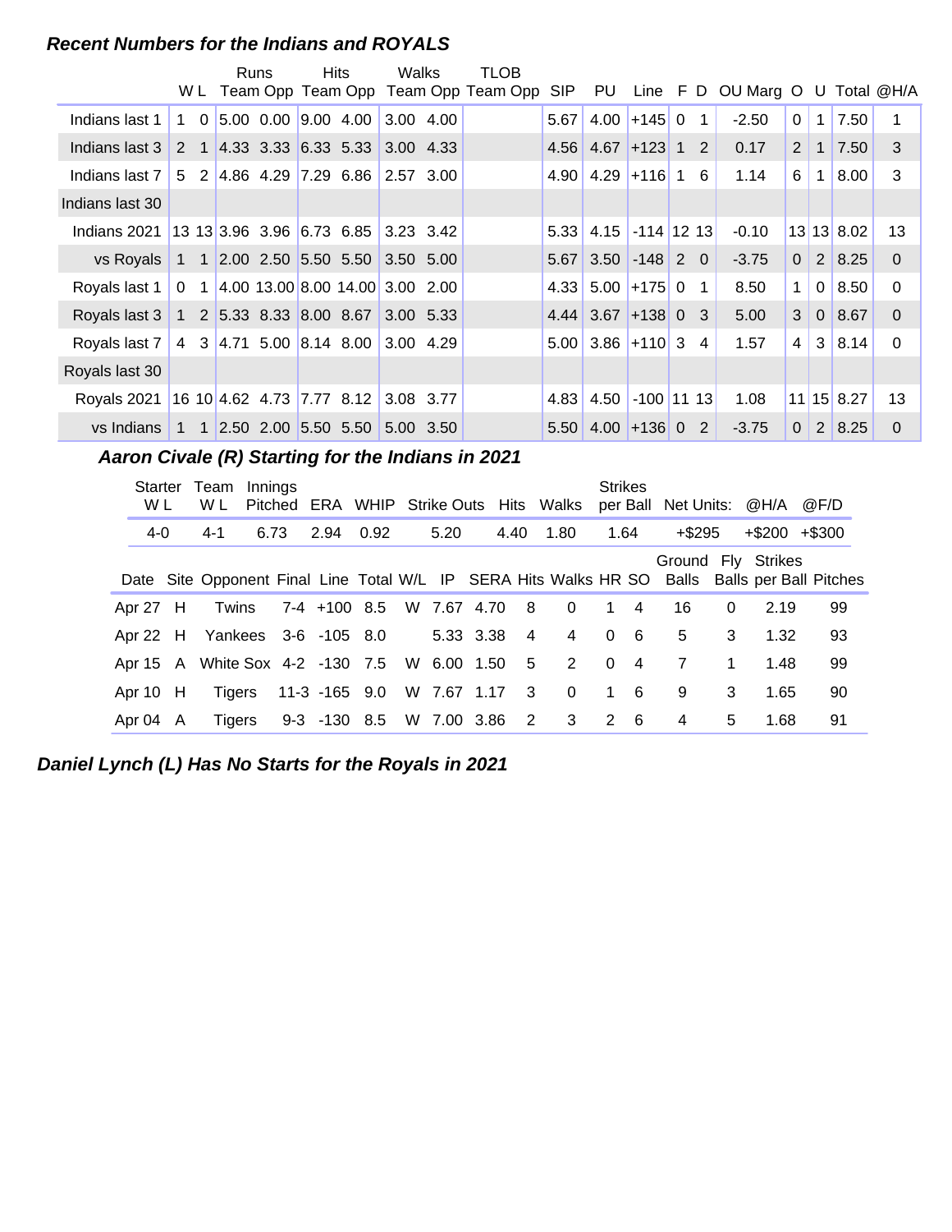### *Recent Numbers for the Indians and ROYALS*

| | W | L | Runs Team | Runs Opp | Hits Team | Hits Opp | Walks Team | Walks Opp | TLOB Team | TLOB Opp | SIP | PU | Line | F | D | OU Marg | O | U | Total | @H/A |
|---|---|---|---|---|---|---|---|---|---|---|---|---|---|---|---|---|---|---|---|---|
| Indians last 1 | 1 | 0 | 5.00 | 0.00 | 9.00 | 4.00 | 3.00 | 4.00 | | | 5.67 | 4.00 | +145 | 0 | 1 | -2.50 | 0 | 1 | 7.50 | 1 |
| Indians last 3 | 2 | 1 | 4.33 | 3.33 | 6.33 | 5.33 | 3.00 | 4.33 | | | 4.56 | 4.67 | +123 | 1 | 2 | 0.17 | 2 | 1 | 7.50 | 3 |
| Indians last 7 | 5 | 2 | 4.86 | 4.29 | 7.29 | 6.86 | 2.57 | 3.00 | | | 4.90 | 4.29 | +116 | 1 | 6 | 1.14 | 6 | 1 | 8.00 | 3 |
| Indians last 30 | | | | | | | | | | | | | | | | | | | | |
| Indians 2021 | 13 | 13 | 3.96 | 3.96 | 6.73 | 6.85 | 3.23 | 3.42 | | | 5.33 | 4.15 | -114 | 12 | 13 | -0.10 | 13 | 13 | 8.02 | 13 |
| vs Royals | 1 | 1 | 2.00 | 2.50 | 5.50 | 5.50 | 3.50 | 5.00 | | | 5.67 | 3.50 | -148 | 2 | 0 | -3.75 | 0 | 2 | 8.25 | 0 |
| Royals last 1 | 0 | 1 | 4.00 | 13.00 | 8.00 | 14.00 | 3.00 | 2.00 | | | 4.33 | 5.00 | +175 | 0 | 1 | 8.50 | 1 | 0 | 8.50 | 0 |
| Royals last 3 | 1 | 2 | 5.33 | 8.33 | 8.00 | 8.67 | 3.00 | 5.33 | | | 4.44 | 3.67 | +138 | 0 | 3 | 5.00 | 3 | 0 | 8.67 | 0 |
| Royals last 7 | 4 | 3 | 4.71 | 5.00 | 8.14 | 8.00 | 3.00 | 4.29 | | | 5.00 | 3.86 | +110 | 3 | 4 | 1.57 | 4 | 3 | 8.14 | 0 |
| Royals last 30 | | | | | | | | | | | | | | | | | | | | |
| Royals 2021 | 16 | 10 | 4.62 | 4.73 | 7.77 | 8.12 | 3.08 | 3.77 | | | 4.83 | 4.50 | -100 | 11 | 13 | 1.08 | 11 | 15 | 8.27 | 13 |
| vs Indians | 1 | 1 | 2.50 | 2.00 | 5.50 | 5.50 | 5.00 | 3.50 | | | 5.50 | 4.00 | +136 | 0 | 2 | -3.75 | 0 | 2 | 8.25 | 0 |

### *Aaron Civale (R) Starting for the Indians in 2021*

| Starter W L | Team W L | Innings Pitched | ERA | WHIP | Strike Outs | Hits | Walks | Strikes per Ball | Net Units: | @H/A | @F/D |
|---|---|---|---|---|---|---|---|---|---|---|---|
| 4-0 | 4-1 | 6.73 | 2.94 | 0.92 | 5.20 | 4.40 | 1.80 | 1.64 | +$295 | +$200 | +$300 |

| Date | Site | Opponent | Final | Line | Total | W/L | IP | SERA | Hits | Walks | HR | SO | Ground Balls | Fly Balls | Strikes per Ball | Pitches |
|---|---|---|---|---|---|---|---|---|---|---|---|---|---|---|---|---|
| Apr 27 | H | Twins | 7-4 | +100 | 8.5 | W | 7.67 | 4.70 | 8 | 0 | 1 | 4 | 16 | 0 | 2.19 | 99 |
| Apr 22 | H | Yankees | 3-6 | -105 | 8.0 | | 5.33 | 3.38 | 4 | 4 | 0 | 6 | 5 | 3 | 1.32 | 93 |
| Apr 15 | A | White Sox | 4-2 | -130 | 7.5 | W | 6.00 | 1.50 | 5 | 2 | 0 | 4 | 7 | 1 | 1.48 | 99 |
| Apr 10 | H | Tigers | 11-3 | -165 | 9.0 | W | 7.67 | 1.17 | 3 | 0 | 1 | 6 | 9 | 3 | 1.65 | 90 |
| Apr 04 | A | Tigers | 9-3 | -130 | 8.5 | W | 7.00 | 3.86 | 2 | 3 | 2 | 6 | 4 | 5 | 1.68 | 91 |

### *Daniel Lynch (L) Has No Starts for the Royals in 2021*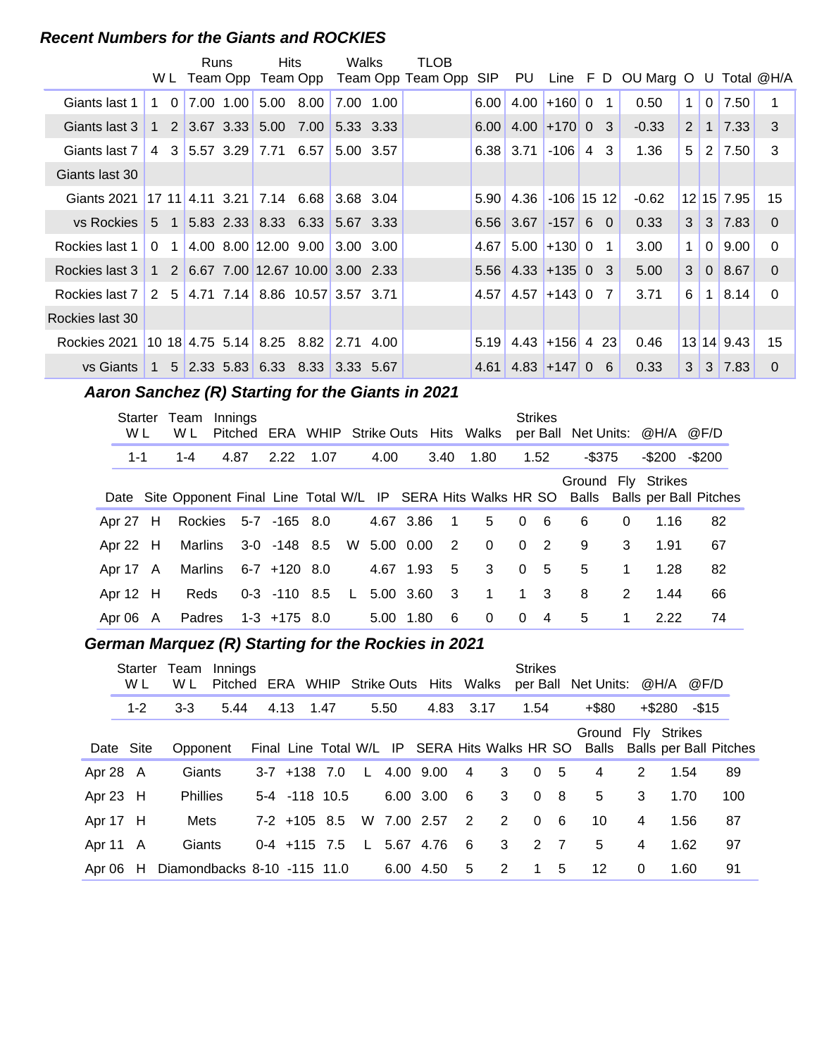### *Recent Numbers for the Giants and ROCKIES*

| | W | L | Runs Team | Runs Opp | Hits Team | Hits Opp | Walks Team | Walks Opp | TLOB Team | TLOB Opp | SIP | PU | Line | F | D | OU Marg | O | U | Total | @H/A |
|---|---|---|---|---|---|---|---|---|---|---|---|---|---|---|---|---|---|---|---|---|
| Giants last 1 | 1 | 0 | 7.00 | 1.00 | 5.00 | 8.00 | 7.00 | 1.00 | | | 6.00 | 4.00 | +160 | 0 | 1 | 0.50 | 1 | 0 | 7.50 | 1 |
| Giants last 3 | 1 | 2 | 3.67 | 3.33 | 5.00 | 7.00 | 5.33 | 3.33 | | | 6.00 | 4.00 | +170 | 0 | 3 | -0.33 | 2 | 1 | 7.33 | 3 |
| Giants last 7 | 4 | 3 | 5.57 | 3.29 | 7.71 | 6.57 | 5.00 | 3.57 | | | 6.38 | 3.71 | -106 | 4 | 3 | 1.36 | 5 | 2 | 7.50 | 3 |
| Giants last 30 | | | | | | | | | | | | | | | | | | | | |
| Giants 2021 | 17 | 11 | 4.11 | 3.21 | 7.14 | 6.68 | 3.68 | 3.04 | | | 5.90 | 4.36 | -106 | 15 | 12 | -0.62 | 12 | 15 | 7.95 | 15 |
| vs Rockies | 5 | 1 | 5.83 | 2.33 | 8.33 | 6.33 | 5.67 | 3.33 | | | 6.56 | 3.67 | -157 | 6 | 0 | 0.33 | 3 | 3 | 7.83 | 0 |
| Rockies last 1 | 0 | 1 | 4.00 | 8.00 | 12.00 | 9.00 | 3.00 | 3.00 | | | 4.67 | 5.00 | +130 | 0 | 1 | 3.00 | 1 | 0 | 9.00 | 0 |
| Rockies last 3 | 1 | 2 | 6.67 | 7.00 | 12.67 | 10.00 | 3.00 | 2.33 | | | 5.56 | 4.33 | +135 | 0 | 3 | 5.00 | 3 | 0 | 8.67 | 0 |
| Rockies last 7 | 2 | 5 | 4.71 | 7.14 | 8.86 | 10.57 | 3.57 | 3.71 | | | 4.57 | 4.57 | +143 | 0 | 7 | 3.71 | 6 | 1 | 8.14 | 0 |
| Rockies last 30 | | | | | | | | | | | | | | | | | | | | |
| Rockies 2021 | 10 | 18 | 4.75 | 5.14 | 8.25 | 8.82 | 2.71 | 4.00 | | | 5.19 | 4.43 | +156 | 4 | 23 | 0.46 | 13 | 14 | 9.43 | 15 |
| vs Giants | 1 | 5 | 2.33 | 5.83 | 6.33 | 8.33 | 3.33 | 5.67 | | | 4.61 | 4.83 | +147 | 0 | 6 | 0.33 | 3 | 3 | 7.83 | 0 |

### *Aaron Sanchez (R) Starting for the Giants in 2021*

| Starter W L | Team W L | Innings Pitched | ERA | WHIP | Strike Outs | Hits | Walks | Strikes per Ball | Net Units: | @H/A | @F/D |
|---|---|---|---|---|---|---|---|---|---|---|---|
| 1-1 | 1-4 | 4.87 | 2.22 | 1.07 | 4.00 | 3.40 | 1.80 | 1.52 | -$375 | -$200 | -$200 |

| Date | Site | Opponent | Final | Line | Total | W/L | IP | SERA | Hits | Walks | HR | SO | Ground Balls | Fly Balls | Strikes per Ball | Pitches |
|---|---|---|---|---|---|---|---|---|---|---|---|---|---|---|---|---|
| Apr 27 | H | Rockies | 5-7 | -165 | 8.0 | | 4.67 | 3.86 | 1 | 5 | 0 | 6 | 6 | 0 | 1.16 | 82 |
| Apr 22 | H | Marlins | 3-0 | -148 | 8.5 | W | 5.00 | 0.00 | 2 | 0 | 0 | 2 | 9 | 3 | 1.91 | 67 |
| Apr 17 | A | Marlins | 6-7 | +120 | 8.0 | | 4.67 | 1.93 | 5 | 3 | 0 | 5 | 5 | 1 | 1.28 | 82 |
| Apr 12 | H | Reds | 0-3 | -110 | 8.5 | L | 5.00 | 3.60 | 3 | 1 | 1 | 3 | 8 | 2 | 1.44 | 66 |
| Apr 06 | A | Padres | 1-3 | +175 | 8.0 | | 5.00 | 1.80 | 6 | 0 | 0 | 4 | 5 | 1 | 2.22 | 74 |

### *German Marquez (R) Starting for the Rockies in 2021*

| Starter W L | Team W L | Innings Pitched | ERA | WHIP | Strike Outs | Hits | Walks | Strikes per Ball | Net Units: | @H/A | @F/D |
|---|---|---|---|---|---|---|---|---|---|---|---|
| 1-2 | 3-3 | 5.44 | 4.13 | 1.47 | 5.50 | 4.83 | 3.17 | 1.54 | +$80 | +$280 | -$15 |

| Date | Site | Opponent | Final | Line | Total | W/L | IP | SERA | Hits | Walks | HR | SO | Ground Balls | Fly Balls | Strikes per Ball | Pitches |
|---|---|---|---|---|---|---|---|---|---|---|---|---|---|---|---|---|
| Apr 28 | A | Giants | 3-7 | +138 | 7.0 | L | 4.00 | 9.00 | 4 | 3 | 0 | 5 | 4 | 2 | 1.54 | 89 |
| Apr 23 | H | Phillies | 5-4 | -118 | 10.5 | | 6.00 | 3.00 | 6 | 3 | 0 | 8 | 5 | 3 | 1.70 | 100 |
| Apr 17 | H | Mets | 7-2 | +105 | 8.5 | W | 7.00 | 2.57 | 2 | 2 | 0 | 6 | 10 | 4 | 1.56 | 87 |
| Apr 11 | A | Giants | 0-4 | +115 | 7.5 | L | 5.67 | 4.76 | 6 | 3 | 2 | 7 | 5 | 4 | 1.62 | 97 |
| Apr 06 | H | Diamondbacks | 8-10 | -115 | 11.0 | | 6.00 | 4.50 | 5 | 2 | 1 | 5 | 12 | 0 | 1.60 | 91 |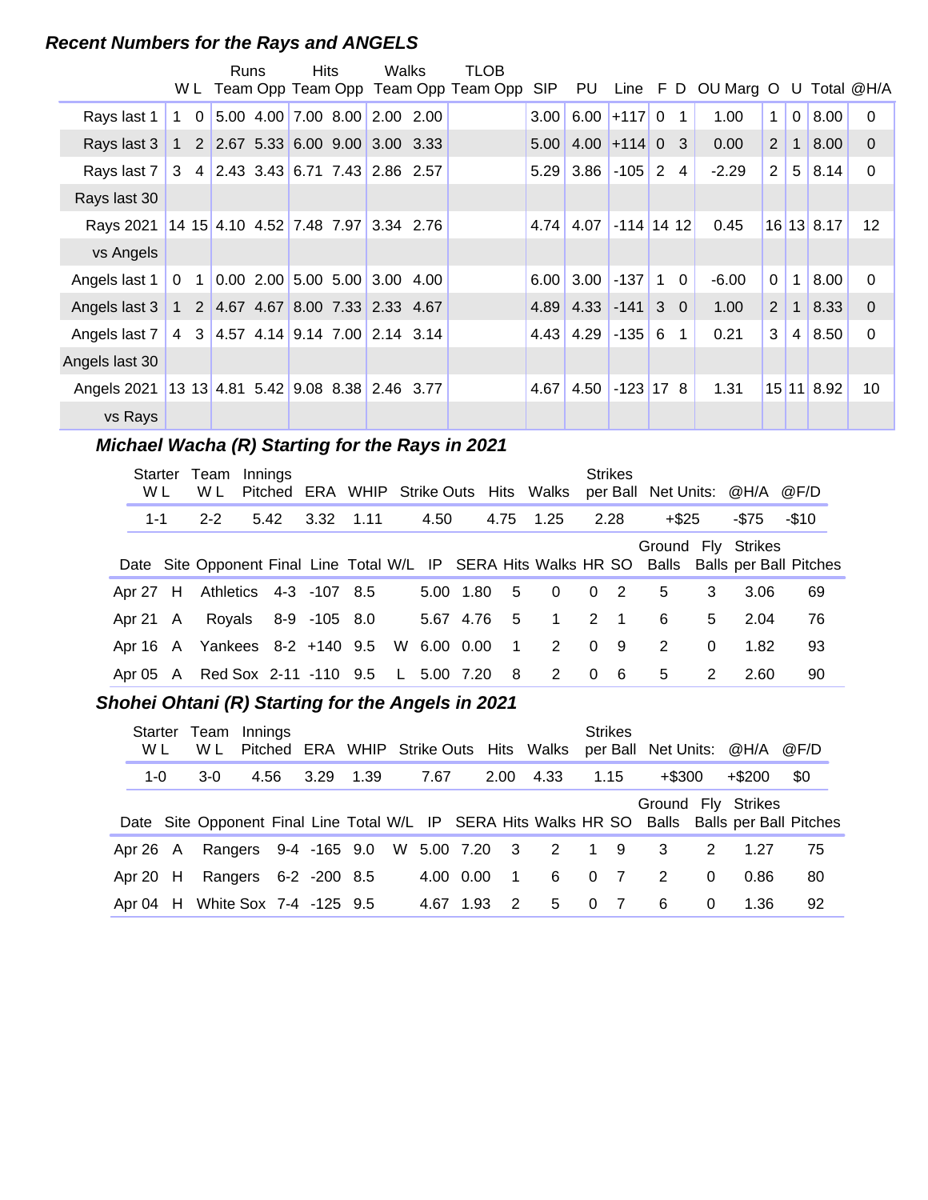### Recent Numbers for the Rays and ANGELS

| | Runs | | | Hits | | Walks | | TLOB | | | | | | | | | | | |
|---|---|---|---|---|---|---|---|---|---|---|---|---|---|---|---|---|---|---|---|
| | W | L | Team | Opp | Team | Opp | Team | Opp | Team Opp | SIP | PU | Line | F | D | OU Marg | O | U | Total | @H/A |
| Rays last 1 | 1 | 0 | 5.00 | 4.00 | 7.00 | 8.00 | 2.00 | 2.00 | | 3.00 | 6.00 | +117 | 0 | 1 | 1.00 | 1 | 0 | 8.00 | 0 |
| Rays last 3 | 1 | 2 | 2.67 | 5.33 | 6.00 | 9.00 | 3.00 | 3.33 | | 5.00 | 4.00 | +114 | 0 | 3 | 0.00 | 2 | 1 | 8.00 | 0 |
| Rays last 7 | 3 | 4 | 2.43 | 3.43 | 6.71 | 7.43 | 2.86 | 2.57 | | 5.29 | 3.86 | -105 | 2 | 4 | -2.29 | 2 | 5 | 8.14 | 0 |
| Rays last 30 | | | | | | | | | | | | | | | | | | | |
| Rays 2021 | 14 | 15 | 4.10 | 4.52 | 7.48 | 7.97 | 3.34 | 2.76 | | 4.74 | 4.07 | -114 | 14 | 12 | 0.45 | 16 | 13 | 8.17 | 12 |
| vs Angels | | | | | | | | | | | | | | | | | | | |
| Angels last 1 | 0 | 1 | 0.00 | 2.00 | 5.00 | 5.00 | 3.00 | 4.00 | | 6.00 | 3.00 | -137 | 1 | 0 | -6.00 | 0 | 1 | 8.00 | 0 |
| Angels last 3 | 1 | 2 | 4.67 | 4.67 | 8.00 | 7.33 | 2.33 | 4.67 | | 4.89 | 4.33 | -141 | 3 | 0 | 1.00 | 2 | 1 | 8.33 | 0 |
| Angels last 7 | 4 | 3 | 4.57 | 4.14 | 9.14 | 7.00 | 2.14 | 3.14 | | 4.43 | 4.29 | -135 | 6 | 1 | 0.21 | 3 | 4 | 8.50 | 0 |
| Angels last 30 | | | | | | | | | | | | | | | | | | | |
| Angels 2021 | 13 | 13 | 4.81 | 5.42 | 9.08 | 8.38 | 2.46 | 3.77 | | 4.67 | 4.50 | -123 | 17 | 8 | 1.31 | 15 | 11 | 8.92 | 10 |
| vs Rays | | | | | | | | | | | | | | | | | | | |

### Michael Wacha (R) Starting for the Rays in 2021

| Starter W L | Team W L | Innings Pitched | ERA | WHIP | Strike Outs | Hits | Walks | Strikes per Ball | Net Units: | @H/A | @F/D |
|---|---|---|---|---|---|---|---|---|---|---|---|
| 1-1 | 2-2 | 5.42 | 3.32 | 1.11 | 4.50 | 4.75 | 1.25 | 2.28 | +$25 | -$75 | -$10 |

| Date | Site | Opponent | Final | Line | Total | W/L | IP | SERA | Hits | Walks | HR | SO | Ground Balls | Fly Balls | Strikes per Ball | Pitches |
|---|---|---|---|---|---|---|---|---|---|---|---|---|---|---|---|---|
| Apr 27 | H | Athletics | 4-3 | -107 | 8.5 | | 5.00 | 1.80 | 5 | 0 | 0 | 2 | 5 | 3 | 3.06 | 69 |
| Apr 21 | A | Royals | 8-9 | -105 | 8.0 | | 5.67 | 4.76 | 5 | 1 | 2 | 1 | 6 | 5 | 2.04 | 76 |
| Apr 16 | A | Yankees | 8-2 | +140 | 9.5 | W | 6.00 | 0.00 | 1 | 2 | 0 | 9 | 2 | 0 | 1.82 | 93 |
| Apr 05 | A | Red Sox | 2-11 | -110 | 9.5 | L | 5.00 | 7.20 | 8 | 2 | 0 | 6 | 5 | 2 | 2.60 | 90 |

### Shohei Ohtani (R) Starting for the Angels in 2021

| Starter W L | Team W L | Innings Pitched | ERA | WHIP | Strike Outs | Hits | Walks | Strikes per Ball | Net Units: | @H/A | @F/D |
|---|---|---|---|---|---|---|---|---|---|---|---|
| 1-0 | 3-0 | 4.56 | 3.29 | 1.39 | 7.67 | 2.00 | 4.33 | 1.15 | +$300 | +$200 | $0 |

| Date | Site | Opponent | Final | Line | Total | W/L | IP | SERA | Hits | Walks | HR | SO | Ground Balls | Fly Balls | Strikes per Ball | Pitches |
|---|---|---|---|---|---|---|---|---|---|---|---|---|---|---|---|---|
| Apr 26 | A | Rangers | 9-4 | -165 | 9.0 | W | 5.00 | 7.20 | 3 | 2 | 1 | 9 | 3 | 2 | 1.27 | 75 |
| Apr 20 | H | Rangers | 6-2 | -200 | 8.5 | | 4.00 | 0.00 | 1 | 6 | 0 | 7 | 2 | 0 | 0.86 | 80 |
| Apr 04 | H | White Sox | 7-4 | -125 | 9.5 | | 4.67 | 1.93 | 2 | 5 | 0 | 7 | 6 | 0 | 1.36 | 92 |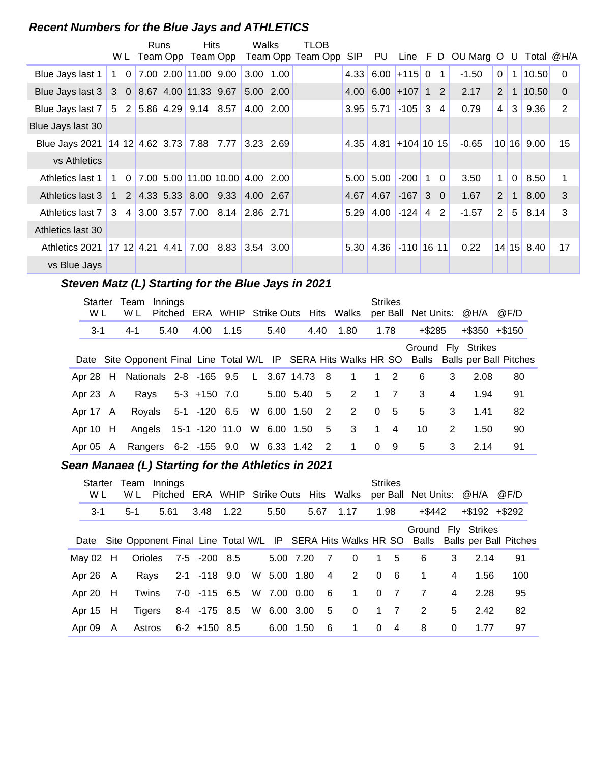### Recent Numbers for the Blue Jays and ATHLETICS

| | W | L | Runs Team | Runs Opp | Hits Team | Hits Opp | Walks Team | Walks Opp | TLOB Team | TLOB Opp | SIP | PU | Line | F | D | OU Marg | O | U | Total | @H/A |
|---|---|---|---|---|---|---|---|---|---|---|---|---|---|---|---|---|---|---|---|---|
| Blue Jays last 1 | 1 | 0 | 7.00 | 2.00 | 11.00 | 9.00 | 3.00 | 1.00 | | | 4.33 | 6.00 | +115 | 0 | 1 | -1.50 | 0 | 1 | 10.50 | 0 |
| Blue Jays last 3 | 3 | 0 | 8.67 | 4.00 | 11.33 | 9.67 | 5.00 | 2.00 | | | 4.00 | 6.00 | +107 | 1 | 2 | 2.17 | 2 | 1 | 10.50 | 0 |
| Blue Jays last 7 | 5 | 2 | 5.86 | 4.29 | 9.14 | 8.57 | 4.00 | 2.00 | | | 3.95 | 5.71 | -105 | 3 | 4 | 0.79 | 4 | 3 | 9.36 | 2 |
| Blue Jays last 30 | | | | | | | | | | | | | | | | | | | | |
| Blue Jays 2021 | 14 | 12 | 4.62 | 3.73 | 7.88 | 7.77 | 3.23 | 2.69 | | | 4.35 | 4.81 | +104 | 10 | 15 | -0.65 | 10 | 16 | 9.00 | 15 |
| vs Athletics | | | | | | | | | | | | | | | | | | | | |
| Athletics last 1 | 1 | 0 | 7.00 | 5.00 | 11.00 | 10.00 | 4.00 | 2.00 | | | 5.00 | 5.00 | -200 | 1 | 0 | 3.50 | 1 | 0 | 8.50 | 1 |
| Athletics last 3 | 1 | 2 | 4.33 | 5.33 | 8.00 | 9.33 | 4.00 | 2.67 | | | 4.67 | 4.67 | -167 | 3 | 0 | 1.67 | 2 | 1 | 8.00 | 3 |
| Athletics last 7 | 3 | 4 | 3.00 | 3.57 | 7.00 | 8.14 | 2.86 | 2.71 | | | 5.29 | 4.00 | -124 | 4 | 2 | -1.57 | 2 | 5 | 8.14 | 3 |
| Athletics last 30 | | | | | | | | | | | | | | | | | | | | |
| Athletics 2021 | 17 | 12 | 4.21 | 4.41 | 7.00 | 8.83 | 3.54 | 3.00 | | | 5.30 | 4.36 | -110 | 16 | 11 | 0.22 | 14 | 15 | 8.40 | 17 |
| vs Blue Jays | | | | | | | | | | | | | | | | | | | | |

### Steven Matz (L) Starting for the Blue Jays in 2021

| Starter W L | Team W L | Innings Pitched | ERA | WHIP | Strike Outs | Hits | Walks | Strikes per Ball | Net Units: | @H/A | @F/D |
|---|---|---|---|---|---|---|---|---|---|---|---|
| 3-1 | 4-1 | 5.40 | 4.00 | 1.15 | 5.40 | 4.40 | 1.80 | 1.78 | +$285 | +$350 | +$150 |

| Date | Site | Opponent | Final | Line | Total | W/L | IP | SERA | Hits | Walks | HR | SO | Ground Balls | Fly Balls | Strikes per Ball | Pitches |
|---|---|---|---|---|---|---|---|---|---|---|---|---|---|---|---|---|
| Apr 28 | H | Nationals | 2-8 | -165 | 9.5 | L | 3.67 | 14.73 | 8 | 1 | 1 | 2 | 6 | 3 | 2.08 | 80 |
| Apr 23 | A | Rays | 5-3 | +150 | 7.0 | | 5.00 | 5.40 | 5 | 2 | 1 | 7 | 3 | 4 | 1.94 | 91 |
| Apr 17 | A | Royals | 5-1 | -120 | 6.5 | W | 6.00 | 1.50 | 2 | 2 | 0 | 5 | 5 | 3 | 1.41 | 82 |
| Apr 10 | H | Angels | 15-1 | -120 | 11.0 | W | 6.00 | 1.50 | 5 | 3 | 1 | 4 | 10 | 2 | 1.50 | 90 |
| Apr 05 | A | Rangers | 6-2 | -155 | 9.0 | W | 6.33 | 1.42 | 2 | 1 | 0 | 9 | 5 | 3 | 2.14 | 91 |

### Sean Manaea (L) Starting for the Athletics in 2021

| Starter W L | Team W L | Innings Pitched | ERA | WHIP | Strike Outs | Hits | Walks | Strikes per Ball | Net Units: | @H/A | @F/D |
|---|---|---|---|---|---|---|---|---|---|---|---|
| 3-1 | 5-1 | 5.61 | 3.48 | 1.22 | 5.50 | 5.67 | 1.17 | 1.98 | +$442 | +$192 | +$292 |

| Date | Site | Opponent | Final | Line | Total | W/L | IP | SERA | Hits | Walks | HR | SO | Ground Balls | Fly Balls | Strikes per Ball | Pitches |
|---|---|---|---|---|---|---|---|---|---|---|---|---|---|---|---|---|
| May 02 | H | Orioles | 7-5 | -200 | 8.5 | | 5.00 | 7.20 | 7 | 0 | 1 | 5 | 6 | 3 | 2.14 | 91 |
| Apr 26 | A | Rays | 2-1 | -118 | 9.0 | W | 5.00 | 1.80 | 4 | 2 | 0 | 6 | 1 | 4 | 1.56 | 100 |
| Apr 20 | H | Twins | 7-0 | -115 | 6.5 | W | 7.00 | 0.00 | 6 | 1 | 0 | 7 | 7 | 4 | 2.28 | 95 |
| Apr 15 | H | Tigers | 8-4 | -175 | 8.5 | W | 6.00 | 3.00 | 5 | 0 | 1 | 7 | 2 | 5 | 2.42 | 82 |
| Apr 09 | A | Astros | 6-2 | +150 | 8.5 | | 6.00 | 1.50 | 6 | 1 | 0 | 4 | 8 | 0 | 1.77 | 97 |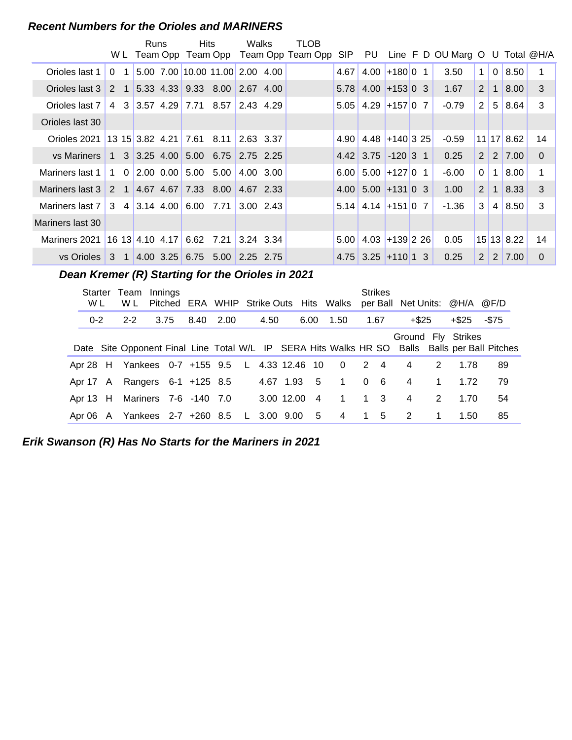## Recent Numbers for the Orioles and MARINERS

| | W | L | Runs Team | Runs Opp | Hits Team | Hits Opp | Walks Team | Walks Opp | TLOB Team | TLOB Opp | SIP | PU | Line | F | D | OU Marg | O | U | Total | @H/A |
|---|---|---|---|---|---|---|---|---|---|---|---|---|---|---|---|---|---|---|---|---|
| Orioles last 1 | 0 | 1 | 5.00 | 7.00 | 10.00 | 11.00 | 2.00 | 4.00 | | | 4.67 | 4.00 | +180 | 0 | 1 | 3.50 | 1 | 0 | 8.50 | 1 |
| Orioles last 3 | 2 | 1 | 5.33 | 4.33 | 9.33 | 8.00 | 2.67 | 4.00 | | | 5.78 | 4.00 | +153 | 0 | 3 | 1.67 | 2 | 1 | 8.00 | 3 |
| Orioles last 7 | 4 | 3 | 3.57 | 4.29 | 7.71 | 8.57 | 2.43 | 4.29 | | | 5.05 | 4.29 | +157 | 0 | 7 | -0.79 | 2 | 5 | 8.64 | 3 |
| Orioles last 30 | | | | | | | | | | | | | | | | | | | | |
| Orioles 2021 | 13 | 15 | 3.82 | 4.21 | 7.61 | 8.11 | 2.63 | 3.37 | | | 4.90 | 4.48 | +140 | 3 | 25 | -0.59 | 11 | 17 | 8.62 | 14 |
| vs Mariners | 1 | 3 | 3.25 | 4.00 | 5.00 | 6.75 | 2.75 | 2.25 | | | 4.42 | 3.75 | -120 | 3 | 1 | 0.25 | 2 | 2 | 7.00 | 0 |
| Mariners last 1 | 1 | 0 | 2.00 | 0.00 | 5.00 | 5.00 | 4.00 | 3.00 | | | 6.00 | 5.00 | +127 | 0 | 1 | -6.00 | 0 | 1 | 8.00 | 1 |
| Mariners last 3 | 2 | 1 | 4.67 | 4.67 | 7.33 | 8.00 | 4.67 | 2.33 | | | 4.00 | 5.00 | +131 | 0 | 3 | 1.00 | 2 | 1 | 8.33 | 3 |
| Mariners last 7 | 3 | 4 | 3.14 | 4.00 | 6.00 | 7.71 | 3.00 | 2.43 | | | 5.14 | 4.14 | +151 | 0 | 7 | -1.36 | 3 | 4 | 8.50 | 3 |
| Mariners last 30 | | | | | | | | | | | | | | | | | | | | |
| Mariners 2021 | 16 | 13 | 4.10 | 4.17 | 6.62 | 7.21 | 3.24 | 3.34 | | | 5.00 | 4.03 | +139 | 2 | 26 | 0.05 | 15 | 13 | 8.22 | 14 |
| vs Orioles | 3 | 1 | 4.00 | 3.25 | 6.75 | 5.00 | 2.25 | 2.75 | | | 4.75 | 3.25 | +110 | 1 | 3 | 0.25 | 2 | 2 | 7.00 | 0 |

## Dean Kremer (R) Starting for the Orioles in 2021

| Starter W L | Team W L | Innings Pitched | ERA | WHIP | Strike Outs | Hits | Walks | Strikes per Ball | Net Units: | @H/A | @F/D |
|---|---|---|---|---|---|---|---|---|---|---|---|
| 0-2 | 2-2 | 3.75 | 8.40 | 2.00 | 4.50 | 6.00 | 1.50 | 1.67 | +$25 | +$25 | -$75 |

| Date | Site | Opponent | Final | Line | Total | W/L | IP | SERA | Hits | Walks | HR | SO | Ground Balls | Fly Balls | Strikes per Ball | Pitches |
|---|---|---|---|---|---|---|---|---|---|---|---|---|---|---|---|---|
| Apr 28 | H | Yankees | 0-7 | +155 | 9.5 | L | 4.33 | 12.46 | 10 | 0 | 2 | 4 | 4 | 2 | 1.78 | 89 |
| Apr 17 | A | Rangers | 6-1 | +125 | 8.5 | | 4.67 | 1.93 | 5 | 1 | 0 | 6 | 4 | 1 | 1.72 | 79 |
| Apr 13 | H | Mariners | 7-6 | -140 | 7.0 | | 3.00 | 12.00 | 4 | 1 | 1 | 3 | 4 | 2 | 1.70 | 54 |
| Apr 06 | A | Yankees | 2-7 | +260 | 8.5 | L | 3.00 | 9.00 | 5 | 4 | 1 | 5 | 2 | 1 | 1.50 | 85 |

## Erik Swanson (R) Has No Starts for the Mariners in 2021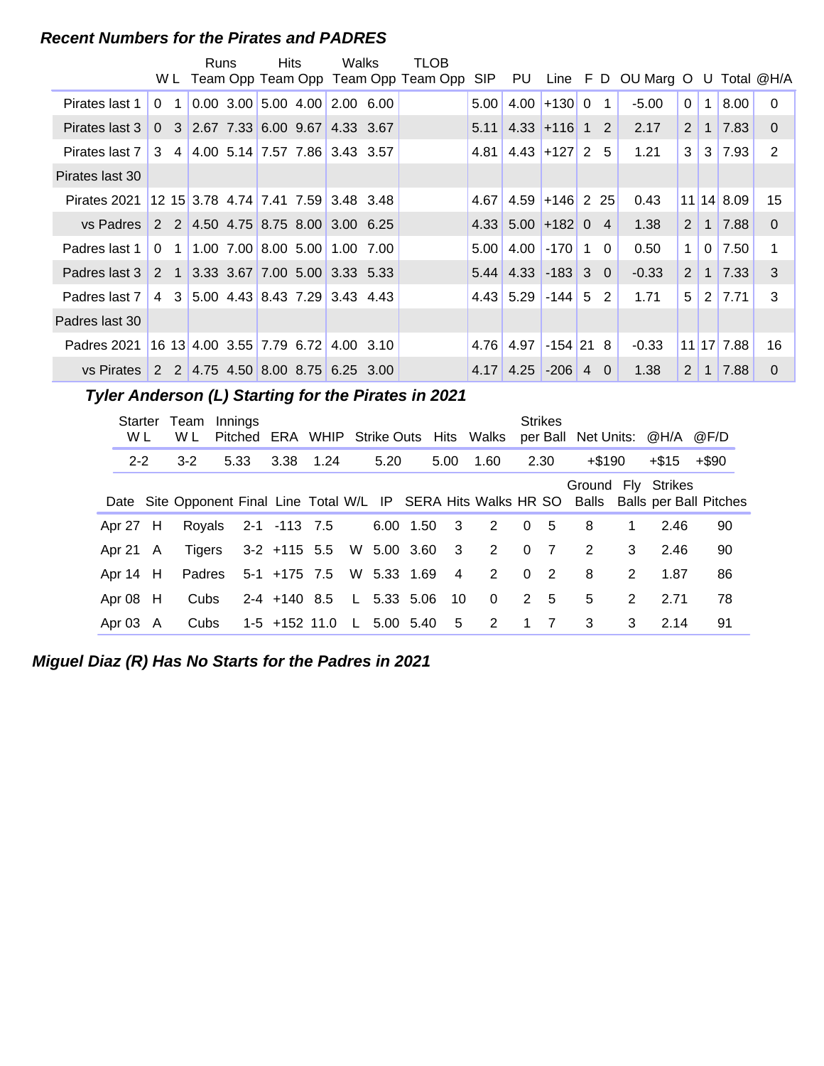## *Recent Numbers for the Pirates and PADRES*

| | W | L | Runs Team | Runs Opp | Hits Team | Hits Opp | Walks Team | Walks Opp | TLOB Team | TLOB Opp | SIP | PU | Line | F | D | OU Marg | O | U | Total | @H/A |
|---|---|---|---|---|---|---|---|---|---|---|---|---|---|---|---|---|---|---|---|---|
| Pirates last 1 | 0 | 1 | 0.00 | 3.00 | 5.00 | 4.00 | 2.00 | 6.00 | | | 5.00 | 4.00 | +130 | 0 | 1 | -5.00 | 0 | 1 | 8.00 | 0 |
| Pirates last 3 | 0 | 3 | 2.67 | 7.33 | 6.00 | 9.67 | 4.33 | 3.67 | | | 5.11 | 4.33 | +116 | 1 | 2 | 2.17 | 2 | 1 | 7.83 | 0 |
| Pirates last 7 | 3 | 4 | 4.00 | 5.14 | 7.57 | 7.86 | 3.43 | 3.57 | | | 4.81 | 4.43 | +127 | 2 | 5 | 1.21 | 3 | 3 | 7.93 | 2 |
| Pirates last 30 | | | | | | | | | | | | | | | | | | | | |
| Pirates 2021 | 12 | 15 | 3.78 | 4.74 | 7.41 | 7.59 | 3.48 | 3.48 | | | 4.67 | 4.59 | +146 | 2 | 25 | 0.43 | 11 | 14 | 8.09 | 15 |
| vs Padres | 2 | 2 | 4.50 | 4.75 | 8.75 | 8.00 | 3.00 | 6.25 | | | 4.33 | 5.00 | +182 | 0 | 4 | 1.38 | 2 | 1 | 7.88 | 0 |
| Padres last 1 | 0 | 1 | 1.00 | 7.00 | 8.00 | 5.00 | 1.00 | 7.00 | | | 5.00 | 4.00 | -170 | 1 | 0 | 0.50 | 1 | 0 | 7.50 | 1 |
| Padres last 3 | 2 | 1 | 3.33 | 3.67 | 7.00 | 5.00 | 3.33 | 5.33 | | | 5.44 | 4.33 | -183 | 3 | 0 | -0.33 | 2 | 1 | 7.33 | 3 |
| Padres last 7 | 4 | 3 | 5.00 | 4.43 | 8.43 | 7.29 | 3.43 | 4.43 | | | 4.43 | 5.29 | -144 | 5 | 2 | 1.71 | 5 | 2 | 7.71 | 3 |
| Padres last 30 | | | | | | | | | | | | | | | | | | | | |
| Padres 2021 | 16 | 13 | 4.00 | 3.55 | 7.79 | 6.72 | 4.00 | 3.10 | | | 4.76 | 4.97 | -154 | 21 | 8 | -0.33 | 11 | 17 | 7.88 | 16 |
| vs Pirates | 2 | 2 | 4.75 | 4.50 | 8.00 | 8.75 | 6.25 | 3.00 | | | 4.17 | 4.25 | -206 | 4 | 0 | 1.38 | 2 | 1 | 7.88 | 0 |

### *Tyler Anderson (L) Starting for the Pirates in 2021*

| Starter W L | Team W L | Innings Pitched | ERA | WHIP | Strike Outs | Hits | Walks | Strikes per Ball | Net Units: | @H/A | @F/D |
|---|---|---|---|---|---|---|---|---|---|---|---|
| 2-2 | 3-2 | 5.33 | 3.38 | 1.24 | 5.20 | 5.00 | 1.60 | 2.30 | +$190 | +$15 | +$90 |

| Date | Site | Opponent | Final | Line | Total | W/L | IP | SERA | Hits | Walks | HR | SO | Ground Balls | Fly Balls | Strikes per Ball | Pitches |
|---|---|---|---|---|---|---|---|---|---|---|---|---|---|---|---|---|
| Apr 27 | H | Royals | 2-1 | -113 | 7.5 | | 6.00 | 1.50 | 3 | 2 | 0 | 5 | 8 | 1 | 2.46 | 90 |
| Apr 21 | A | Tigers | 3-2 | +115 | 5.5 | W | 5.00 | 3.60 | 3 | 2 | 0 | 7 | 2 | 3 | 2.46 | 90 |
| Apr 14 | H | Padres | 5-1 | +175 | 7.5 | W | 5.33 | 1.69 | 4 | 2 | 0 | 2 | 8 | 2 | 1.87 | 86 |
| Apr 08 | H | Cubs | 2-4 | +140 | 8.5 | L | 5.33 | 5.06 | 10 | 0 | 2 | 5 | 5 | 2 | 2.71 | 78 |
| Apr 03 | A | Cubs | 1-5 | +152 | 11.0 | L | 5.00 | 5.40 | 5 | 2 | 1 | 7 | 3 | 3 | 2.14 | 91 |

### *Miguel Diaz (R) Has No Starts for the Padres in 2021*